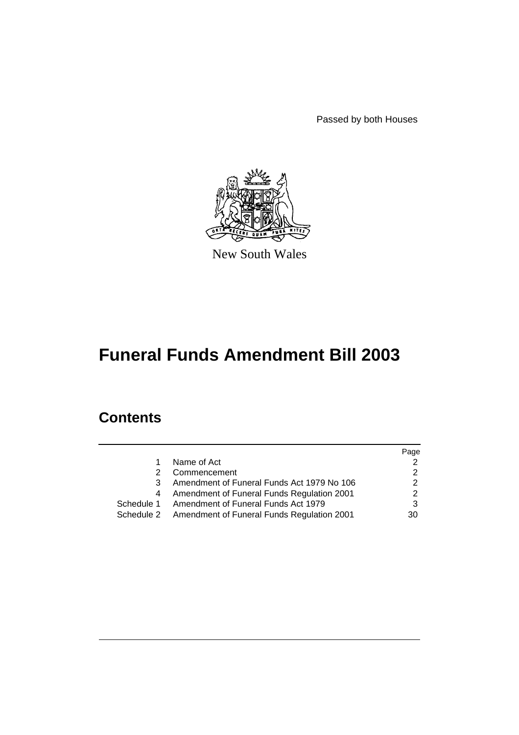Passed by both Houses

New South Wales

# Funeral Funds Amendment Bill 2003

## Contents

| | | Page |
|---|---|---|
| 1 | Name of Act | 2 |
| 2 | Commencement | 2 |
| 3 | Amendment of Funeral Funds Act 1979 No 106 | 2 |
| 4 | Amendment of Funeral Funds Regulation 2001 | 2 |
| Schedule 1 | Amendment of Funeral Funds Act 1979 | 3 |
| Schedule 2 | Amendment of Funeral Funds Regulation 2001 | 30 |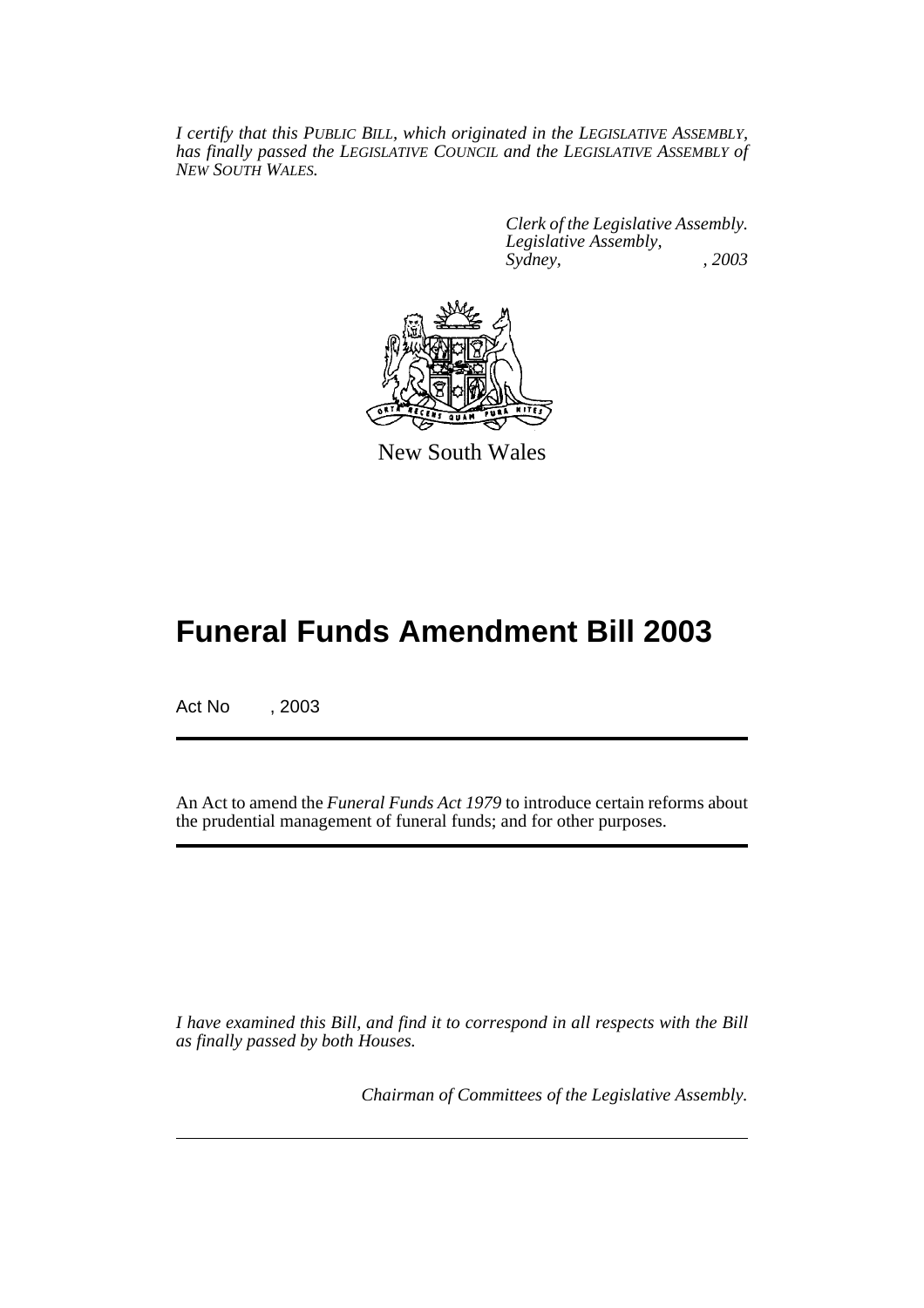*I certify that this PUBLIC BILL, which originated in the LEGISLATIVE ASSEMBLY, has finally passed the LEGISLATIVE COUNCIL and the LEGISLATIVE ASSEMBLY of NEW SOUTH WALES.*

*Clerk of the Legislative Assembly.*
*Legislative Assembly,*
*Sydney, , 2003*

New South Wales

# Funeral Funds Amendment Bill 2003

Act No , 2003

An Act to amend the *Funeral Funds Act 1979* to introduce certain reforms about the prudential management of funeral funds; and for other purposes.

*I have examined this Bill, and find it to correspond in all respects with the Bill as finally passed by both Houses.*

*Chairman of Committees of the Legislative Assembly.*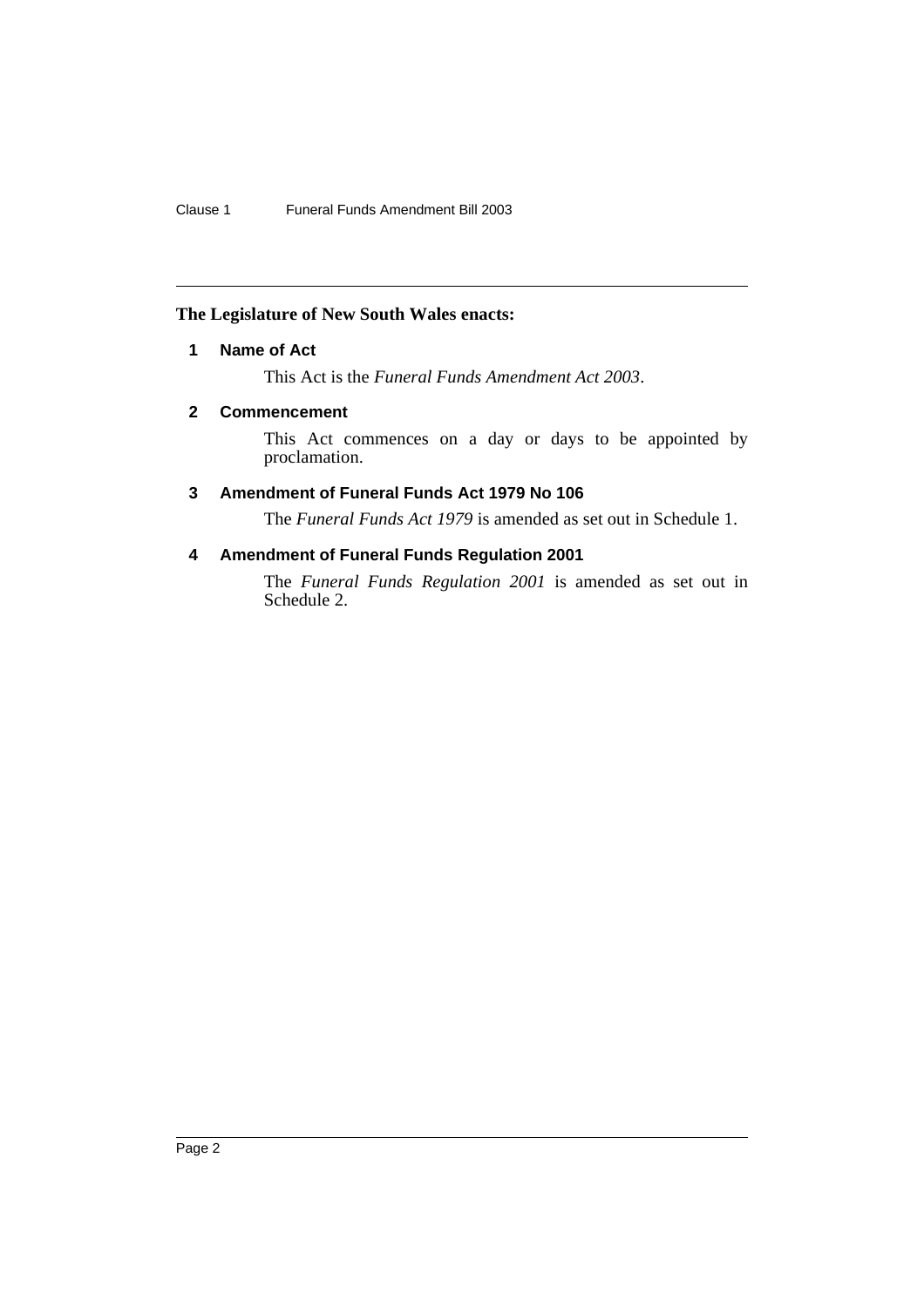**The Legislature of New South Wales enacts:**

## 1 Name of Act

This Act is the *Funeral Funds Amendment Act 2003*.

## 2 Commencement

This Act commences on a day or days to be appointed by proclamation.

## 3 Amendment of Funeral Funds Act 1979 No 106

The *Funeral Funds Act 1979* is amended as set out in Schedule 1.

## 4 Amendment of Funeral Funds Regulation 2001

The *Funeral Funds Regulation 2001* is amended as set out in Schedule 2.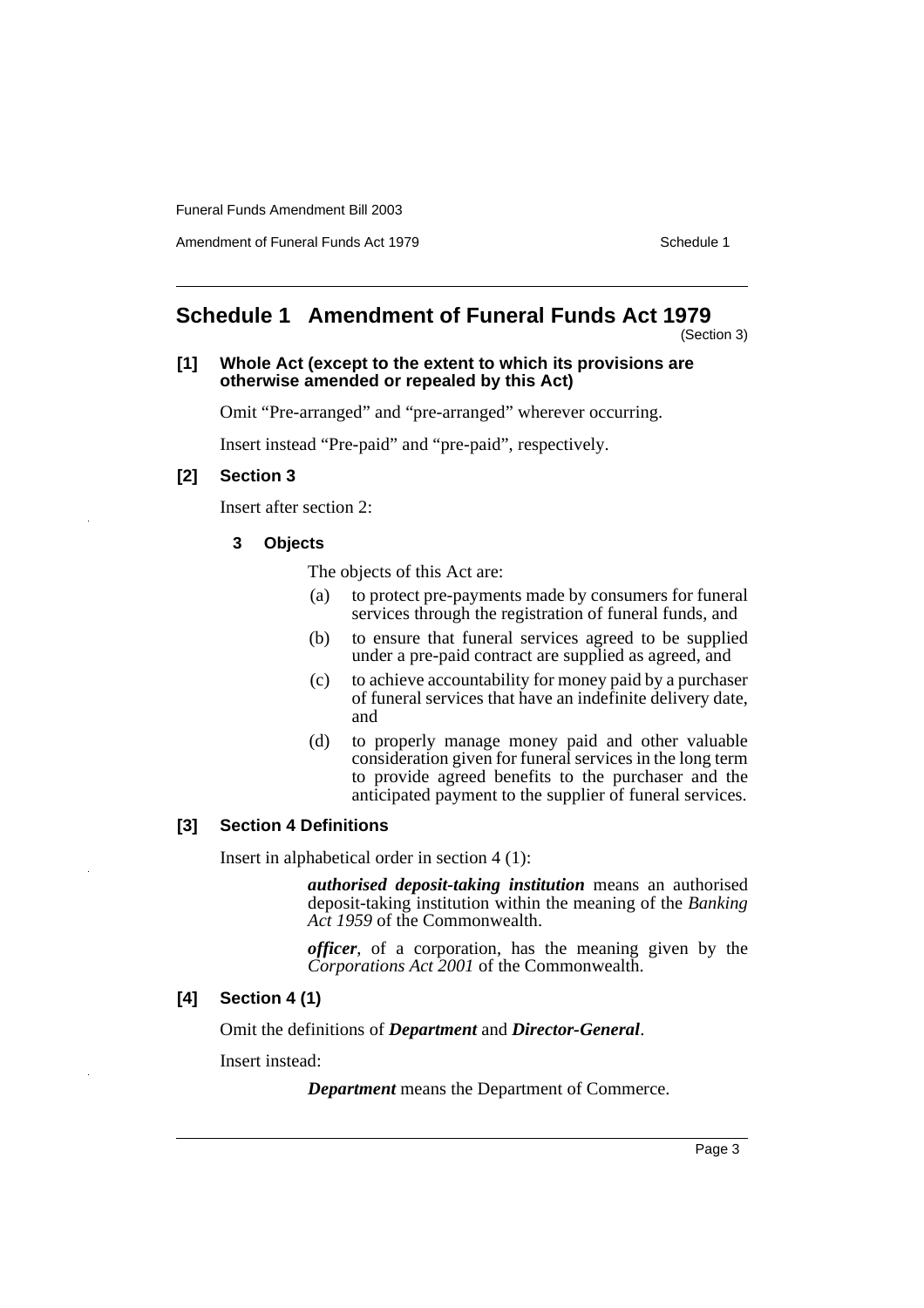## Schedule 1 Amendment of Funeral Funds Act 1979

(Section 3)

**[1] Whole Act (except to the extent to which its provisions are otherwise amended or repealed by this Act)**

Omit "Pre-arranged" and "pre-arranged" wherever occurring.

Insert instead "Pre-paid" and "pre-paid", respectively.

**[2] Section 3**

Insert after section 2:

**3 Objects**

The objects of this Act are:

(a) to protect pre-payments made by consumers for funeral services through the registration of funeral funds, and

(b) to ensure that funeral services agreed to be supplied under a pre-paid contract are supplied as agreed, and

(c) to achieve accountability for money paid by a purchaser of funeral services that have an indefinite delivery date, and

(d) to properly manage money paid and other valuable consideration given for funeral services in the long term to provide agreed benefits to the purchaser and the anticipated payment to the supplier of funeral services.

**[3] Section 4 Definitions**

Insert in alphabetical order in section 4 (1):

***authorised deposit-taking institution*** means an authorised deposit-taking institution within the meaning of the *Banking Act 1959* of the Commonwealth.

***officer***, of a corporation, has the meaning given by the *Corporations Act 2001* of the Commonwealth.

**[4] Section 4 (1)**

Omit the definitions of ***Department*** and ***Director-General***.

Insert instead:

***Department*** means the Department of Commerce.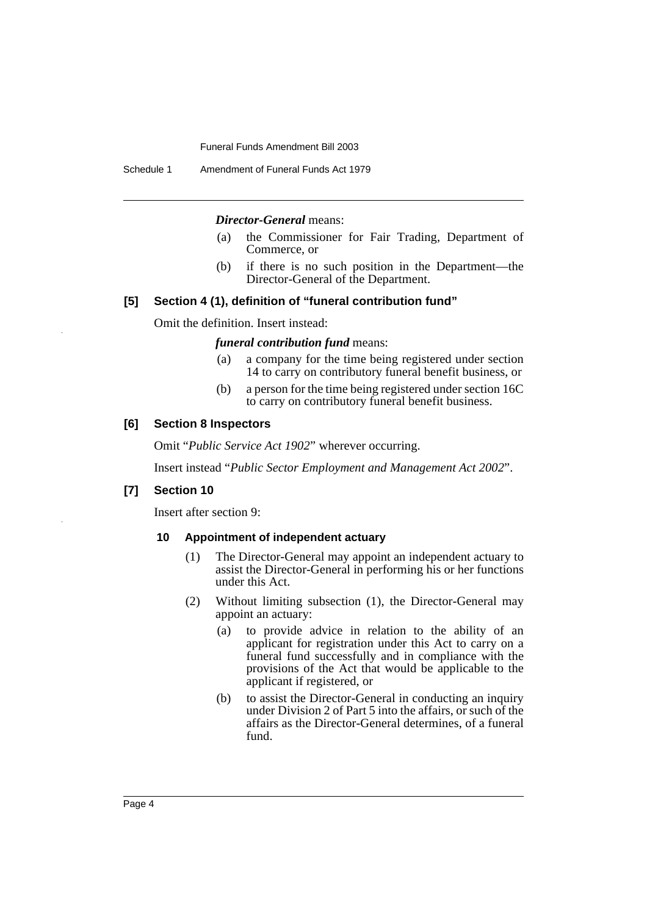***Director-General*** means:

(a) the Commissioner for Fair Trading, Department of Commerce, or

(b) if there is no such position in the Department—the Director-General of the Department.

### [5] Section 4 (1), definition of "funeral contribution fund"

Omit the definition. Insert instead:

***funeral contribution fund*** means:

(a) a company for the time being registered under section 14 to carry on contributory funeral benefit business, or

(b) a person for the time being registered under section 16C to carry on contributory funeral benefit business.

### [6] Section 8 Inspectors

Omit "*Public Service Act 1902*" wherever occurring.

Insert instead "*Public Sector Employment and Management Act 2002*".

### [7] Section 10

Insert after section 9:

#### 10 Appointment of independent actuary

(1) The Director-General may appoint an independent actuary to assist the Director-General in performing his or her functions under this Act.

(2) Without limiting subsection (1), the Director-General may appoint an actuary:

(a) to provide advice in relation to the ability of an applicant for registration under this Act to carry on a funeral fund successfully and in compliance with the provisions of the Act that would be applicable to the applicant if registered, or

(b) to assist the Director-General in conducting an inquiry under Division 2 of Part 5 into the affairs, or such of the affairs as the Director-General determines, of a funeral fund.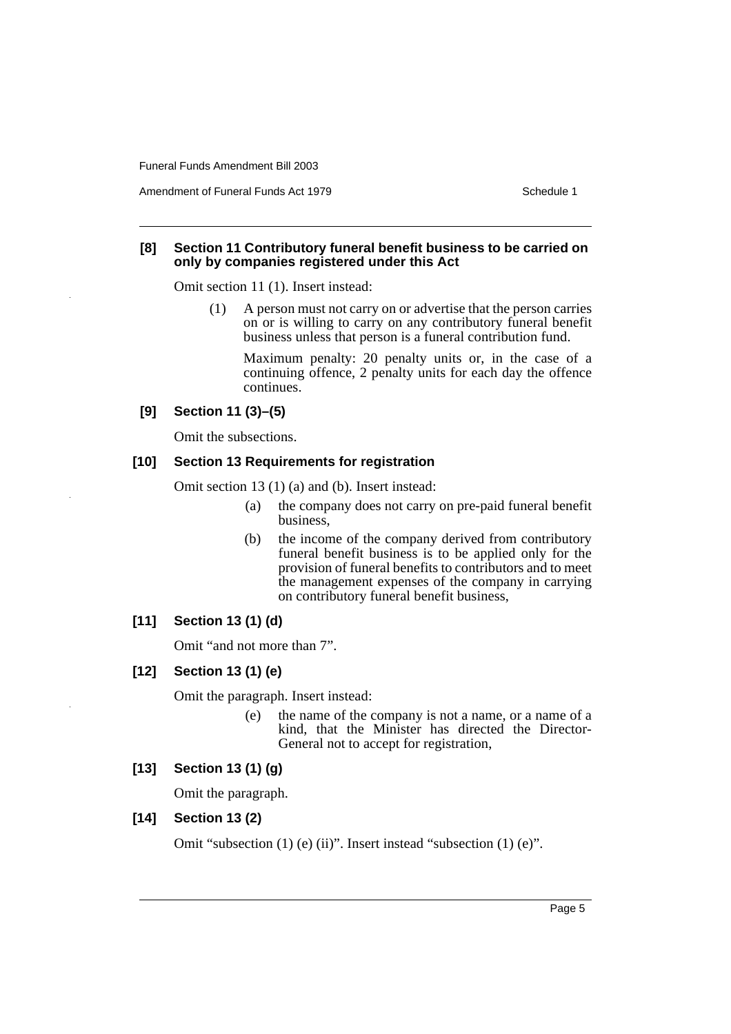### [8] Section 11 Contributory funeral benefit business to be carried on only by companies registered under this Act

Omit section 11 (1). Insert instead:

(1) A person must not carry on or advertise that the person carries on or is willing to carry on any contributory funeral benefit business unless that person is a funeral contribution fund.

Maximum penalty: 20 penalty units or, in the case of a continuing offence, 2 penalty units for each day the offence continues.

### [9] Section 11 (3)–(5)

Omit the subsections.

### [10] Section 13 Requirements for registration

Omit section 13 (1) (a) and (b). Insert instead:

(a) the company does not carry on pre-paid funeral benefit business,

(b) the income of the company derived from contributory funeral benefit business is to be applied only for the provision of funeral benefits to contributors and to meet the management expenses of the company in carrying on contributory funeral benefit business,

### [11] Section 13 (1) (d)

Omit "and not more than 7".

### [12] Section 13 (1) (e)

Omit the paragraph. Insert instead:

(e) the name of the company is not a name, or a name of a kind, that the Minister has directed the Director-General not to accept for registration,

### [13] Section 13 (1) (g)

Omit the paragraph.

### [14] Section 13 (2)

Omit "subsection (1) (e) (ii)". Insert instead "subsection (1) (e)".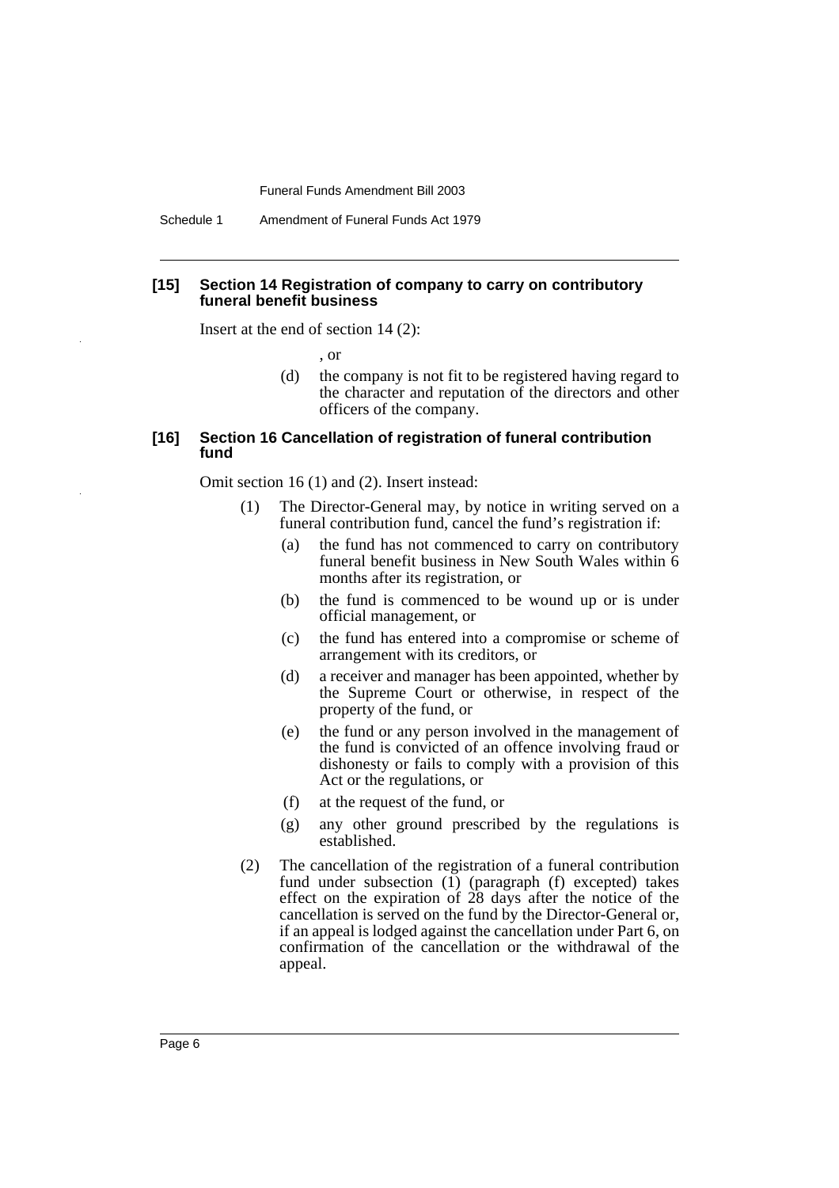**[15] Section 14 Registration of company to carry on contributory funeral benefit business**

Insert at the end of section 14 (2):

, or

(d) the company is not fit to be registered having regard to the character and reputation of the directors and other officers of the company.

**[16] Section 16 Cancellation of registration of funeral contribution fund**

Omit section 16 (1) and (2). Insert instead:

(1) The Director-General may, by notice in writing served on a funeral contribution fund, cancel the fund's registration if:

(a) the fund has not commenced to carry on contributory funeral benefit business in New South Wales within 6 months after its registration, or

(b) the fund is commenced to be wound up or is under official management, or

(c) the fund has entered into a compromise or scheme of arrangement with its creditors, or

(d) a receiver and manager has been appointed, whether by the Supreme Court or otherwise, in respect of the property of the fund, or

(e) the fund or any person involved in the management of the fund is convicted of an offence involving fraud or dishonesty or fails to comply with a provision of this Act or the regulations, or

(f) at the request of the fund, or

(g) any other ground prescribed by the regulations is established.

(2) The cancellation of the registration of a funeral contribution fund under subsection (1) (paragraph (f) excepted) takes effect on the expiration of 28 days after the notice of the cancellation is served on the fund by the Director-General or, if an appeal is lodged against the cancellation under Part 6, on confirmation of the cancellation or the withdrawal of the appeal.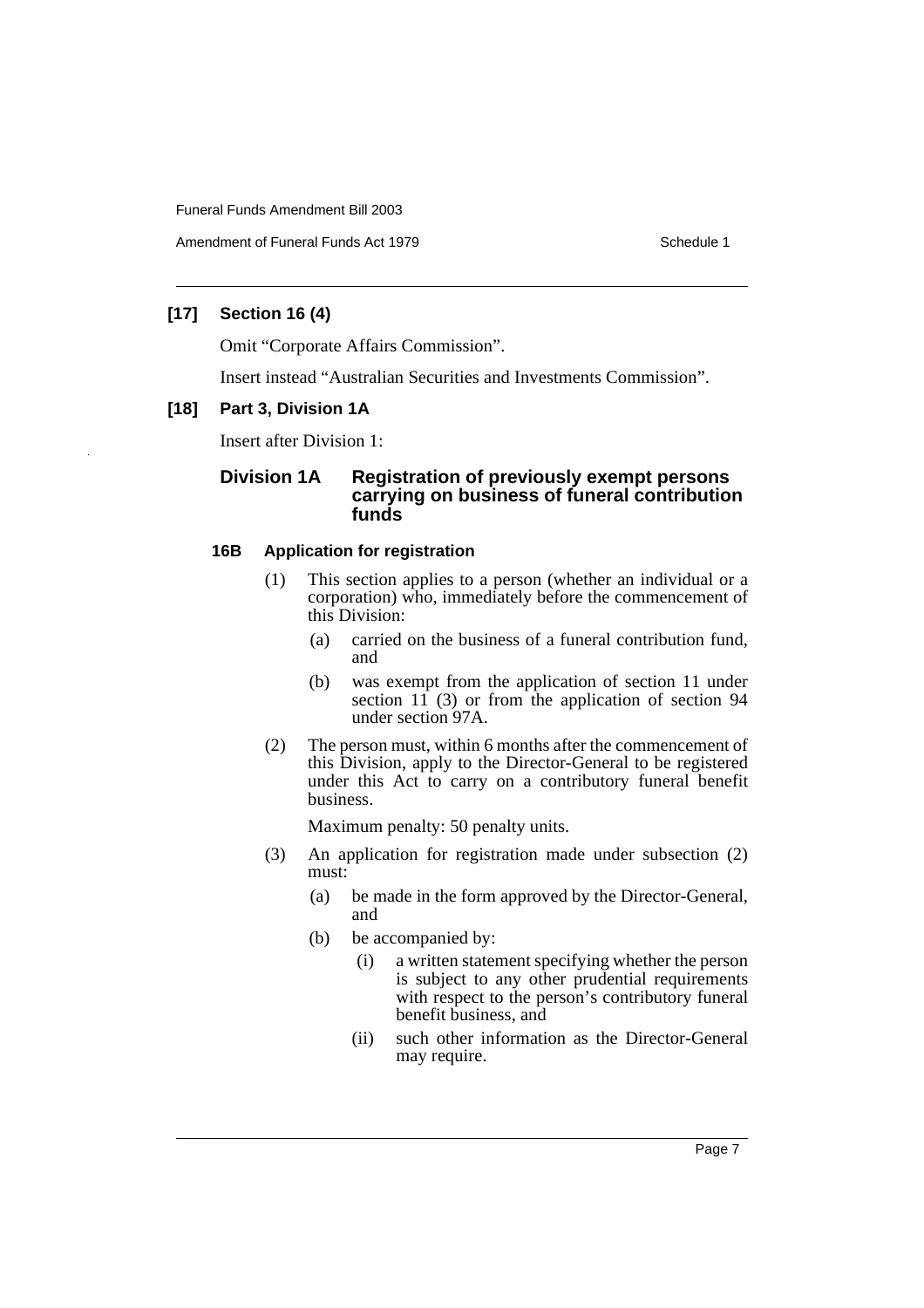### [17] Section 16 (4)

Omit "Corporate Affairs Commission".

Insert instead "Australian Securities and Investments Commission".

### [18] Part 3, Division 1A

Insert after Division 1:

## Division 1A Registration of previously exempt persons carrying on business of funeral contribution funds

#### 16B Application for registration

(1) This section applies to a person (whether an individual or a corporation) who, immediately before the commencement of this Division:

- (a) carried on the business of a funeral contribution fund, and
- (b) was exempt from the application of section 11 under section 11 (3) or from the application of section 94 under section 97A.

(2) The person must, within 6 months after the commencement of this Division, apply to the Director-General to be registered under this Act to carry on a contributory funeral benefit business.

Maximum penalty: 50 penalty units.

(3) An application for registration made under subsection (2) must:

- (a) be made in the form approved by the Director-General, and
- (b) be accompanied by:
  - (i) a written statement specifying whether the person is subject to any other prudential requirements with respect to the person's contributory funeral benefit business, and
  - (ii) such other information as the Director-General may require.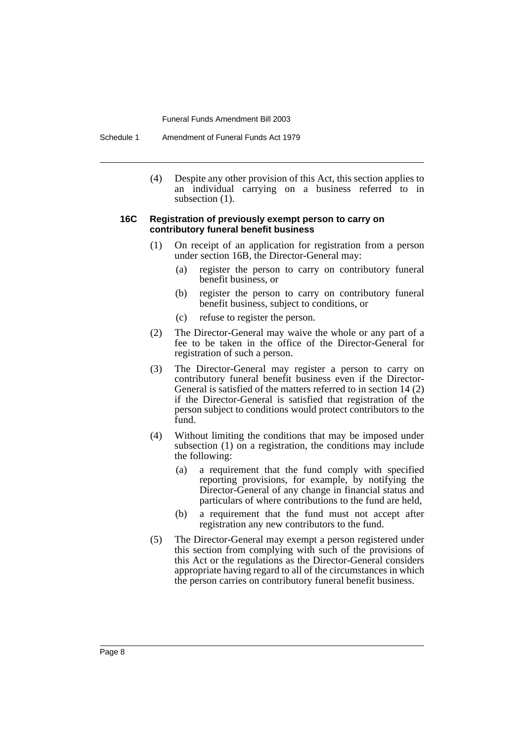(4) Despite any other provision of this Act, this section applies to an individual carrying on a business referred to in subsection (1).

#### 16C Registration of previously exempt person to carry on contributory funeral benefit business

(1) On receipt of an application for registration from a person under section 16B, the Director-General may:

(a) register the person to carry on contributory funeral benefit business, or

(b) register the person to carry on contributory funeral benefit business, subject to conditions, or

(c) refuse to register the person.

(2) The Director-General may waive the whole or any part of a fee to be taken in the office of the Director-General for registration of such a person.

(3) The Director-General may register a person to carry on contributory funeral benefit business even if the Director-General is satisfied of the matters referred to in section 14 (2) if the Director-General is satisfied that registration of the person subject to conditions would protect contributors to the fund.

(4) Without limiting the conditions that may be imposed under subsection (1) on a registration, the conditions may include the following:

(a) a requirement that the fund comply with specified reporting provisions, for example, by notifying the Director-General of any change in financial status and particulars of where contributions to the fund are held,

(b) a requirement that the fund must not accept after registration any new contributors to the fund.

(5) The Director-General may exempt a person registered under this section from complying with such of the provisions of this Act or the regulations as the Director-General considers appropriate having regard to all of the circumstances in which the person carries on contributory funeral benefit business.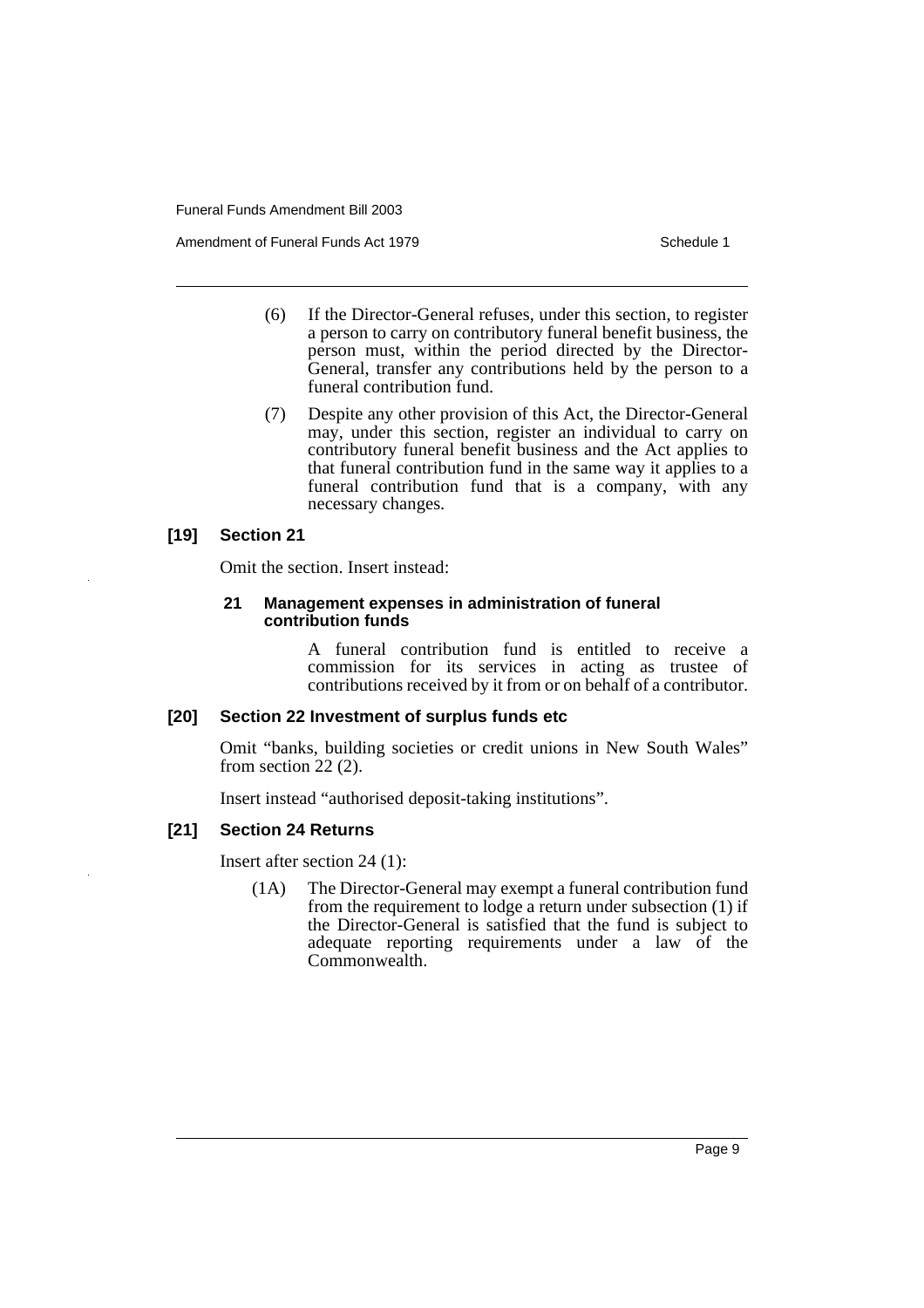(6) If the Director-General refuses, under this section, to register a person to carry on contributory funeral benefit business, the person must, within the period directed by the Director-General, transfer any contributions held by the person to a funeral contribution fund.

(7) Despite any other provision of this Act, the Director-General may, under this section, register an individual to carry on contributory funeral benefit business and the Act applies to that funeral contribution fund in the same way it applies to a funeral contribution fund that is a company, with any necessary changes.

#### [19] Section 21

Omit the section. Insert instead:

##### 21 Management expenses in administration of funeral contribution funds

A funeral contribution fund is entitled to receive a commission for its services in acting as trustee of contributions received by it from or on behalf of a contributor.

#### [20] Section 22 Investment of surplus funds etc

Omit "banks, building societies or credit unions in New South Wales" from section 22 (2).

Insert instead "authorised deposit-taking institutions".

#### [21] Section 24 Returns

Insert after section 24 (1):

(1A) The Director-General may exempt a funeral contribution fund from the requirement to lodge a return under subsection (1) if the Director-General is satisfied that the fund is subject to adequate reporting requirements under a law of the Commonwealth.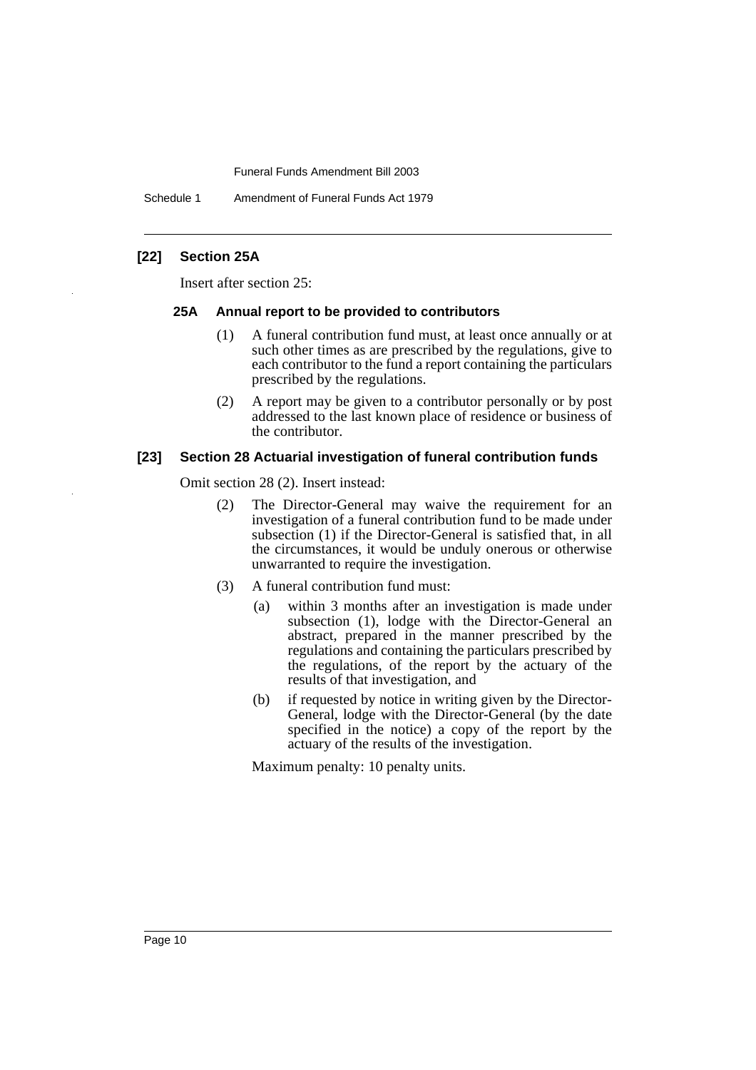### [22] Section 25A

Insert after section 25:

#### 25A Annual report to be provided to contributors

(1) A funeral contribution fund must, at least once annually or at such other times as are prescribed by the regulations, give to each contributor to the fund a report containing the particulars prescribed by the regulations.

(2) A report may be given to a contributor personally or by post addressed to the last known place of residence or business of the contributor.

### [23] Section 28 Actuarial investigation of funeral contribution funds

Omit section 28 (2). Insert instead:

(2) The Director-General may waive the requirement for an investigation of a funeral contribution fund to be made under subsection (1) if the Director-General is satisfied that, in all the circumstances, it would be unduly onerous or otherwise unwarranted to require the investigation.

(3) A funeral contribution fund must:

(a) within 3 months after an investigation is made under subsection (1), lodge with the Director-General an abstract, prepared in the manner prescribed by the regulations and containing the particulars prescribed by the regulations, of the report by the actuary of the results of that investigation, and

(b) if requested by notice in writing given by the Director-General, lodge with the Director-General (by the date specified in the notice) a copy of the report by the actuary of the results of the investigation.

Maximum penalty: 10 penalty units.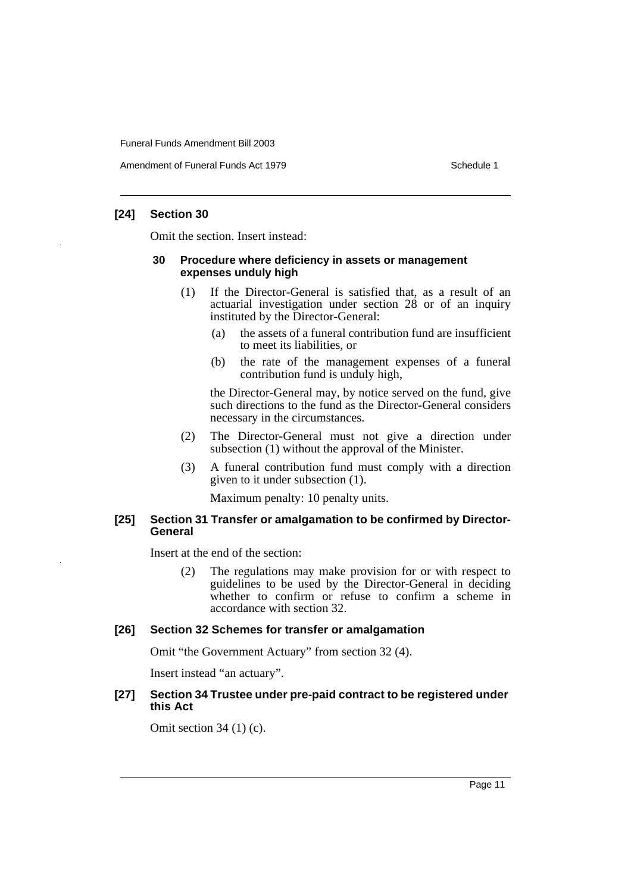### [24] Section 30

Omit the section. Insert instead:

#### 30 Procedure where deficiency in assets or management expenses unduly high

(1) If the Director-General is satisfied that, as a result of an actuarial investigation under section 28 or of an inquiry instituted by the Director-General:

(a) the assets of a funeral contribution fund are insufficient to meet its liabilities, or

(b) the rate of the management expenses of a funeral contribution fund is unduly high,

the Director-General may, by notice served on the fund, give such directions to the fund as the Director-General considers necessary in the circumstances.

(2) The Director-General must not give a direction under subsection (1) without the approval of the Minister.

(3) A funeral contribution fund must comply with a direction given to it under subsection (1).

Maximum penalty: 10 penalty units.

### [25] Section 31 Transfer or amalgamation to be confirmed by Director-General

Insert at the end of the section:

(2) The regulations may make provision for or with respect to guidelines to be used by the Director-General in deciding whether to confirm or refuse to confirm a scheme in accordance with section 32.

### [26] Section 32 Schemes for transfer or amalgamation

Omit "the Government Actuary" from section 32 (4).

Insert instead "an actuary".

### [27] Section 34 Trustee under pre-paid contract to be registered under this Act

Omit section 34 (1) (c).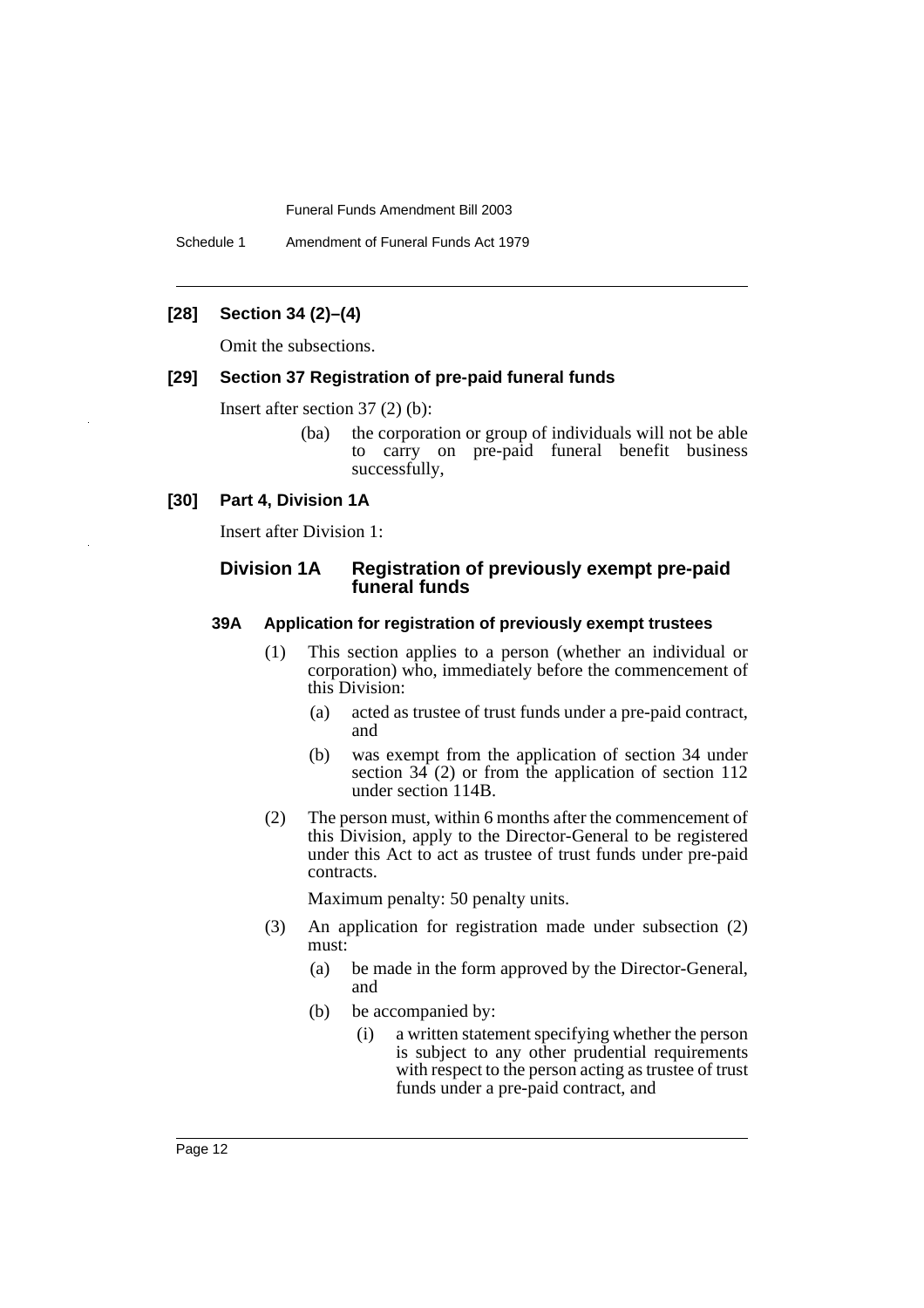### [28] Section 34 (2)–(4)

Omit the subsections.

### [29] Section 37 Registration of pre-paid funeral funds

Insert after section 37 (2) (b):

> (ba) the corporation or group of individuals will not be able to carry on pre-paid funeral benefit business successfully,

### [30] Part 4, Division 1A

Insert after Division 1:

## Division 1A Registration of previously exempt pre-paid funeral funds

### 39A Application for registration of previously exempt trustees

(1) This section applies to a person (whether an individual or corporation) who, immediately before the commencement of this Division:

- (a) acted as trustee of trust funds under a pre-paid contract, and
- (b) was exempt from the application of section 34 under section 34 (2) or from the application of section 112 under section 114B.

(2) The person must, within 6 months after the commencement of this Division, apply to the Director-General to be registered under this Act to act as trustee of trust funds under pre-paid contracts.

Maximum penalty: 50 penalty units.

(3) An application for registration made under subsection (2) must:

- (a) be made in the form approved by the Director-General, and
- (b) be accompanied by:
  - (i) a written statement specifying whether the person is subject to any other prudential requirements with respect to the person acting as trustee of trust funds under a pre-paid contract, and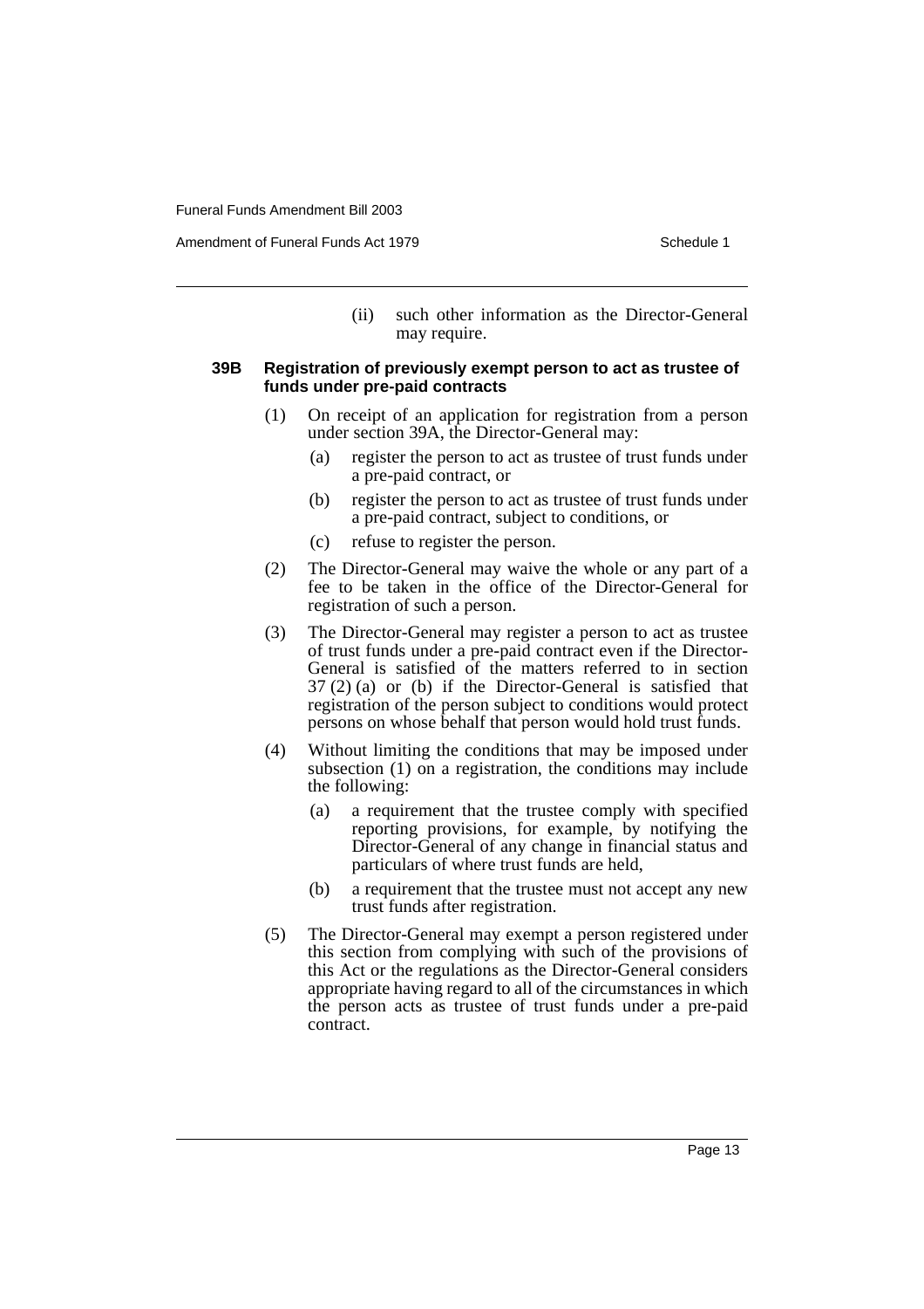(ii) such other information as the Director-General may require.

**39B Registration of previously exempt person to act as trustee of funds under pre-paid contracts**

(1) On receipt of an application for registration from a person under section 39A, the Director-General may:

(a) register the person to act as trustee of trust funds under a pre-paid contract, or

(b) register the person to act as trustee of trust funds under a pre-paid contract, subject to conditions, or

(c) refuse to register the person.

(2) The Director-General may waive the whole or any part of a fee to be taken in the office of the Director-General for registration of such a person.

(3) The Director-General may register a person to act as trustee of trust funds under a pre-paid contract even if the Director-General is satisfied of the matters referred to in section 37 (2) (a) or (b) if the Director-General is satisfied that registration of the person subject to conditions would protect persons on whose behalf that person would hold trust funds.

(4) Without limiting the conditions that may be imposed under subsection (1) on a registration, the conditions may include the following:

(a) a requirement that the trustee comply with specified reporting provisions, for example, by notifying the Director-General of any change in financial status and particulars of where trust funds are held,

(b) a requirement that the trustee must not accept any new trust funds after registration.

(5) The Director-General may exempt a person registered under this section from complying with such of the provisions of this Act or the regulations as the Director-General considers appropriate having regard to all of the circumstances in which the person acts as trustee of trust funds under a pre-paid contract.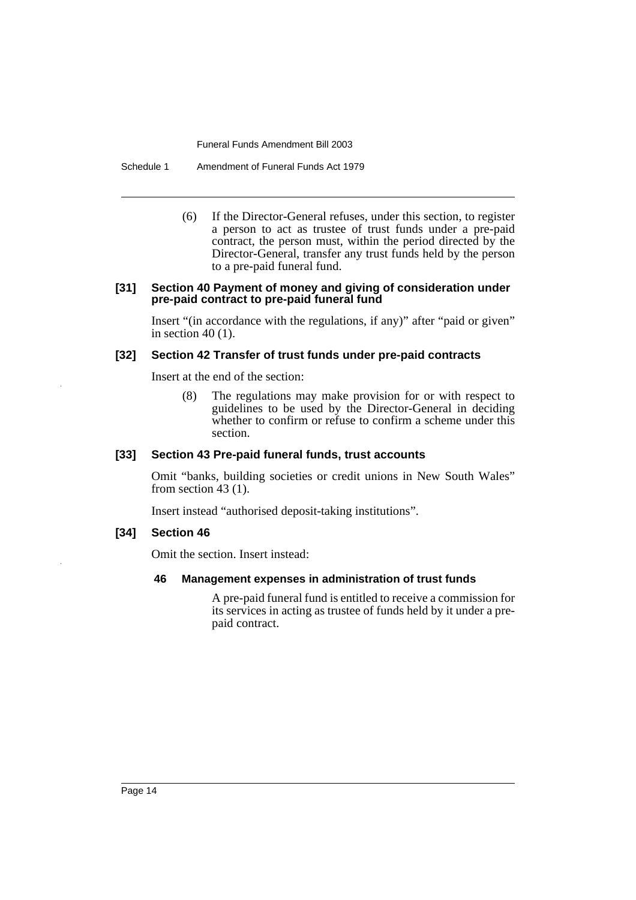(6) If the Director-General refuses, under this section, to register a person to act as trustee of trust funds under a pre-paid contract, the person must, within the period directed by the Director-General, transfer any trust funds held by the person to a pre-paid funeral fund.

#### [31] Section 40 Payment of money and giving of consideration under pre-paid contract to pre-paid funeral fund

Insert "(in accordance with the regulations, if any)" after "paid or given" in section 40 (1).

#### [32] Section 42 Transfer of trust funds under pre-paid contracts

Insert at the end of the section:

(8) The regulations may make provision for or with respect to guidelines to be used by the Director-General in deciding whether to confirm or refuse to confirm a scheme under this section.

#### [33] Section 43 Pre-paid funeral funds, trust accounts

Omit "banks, building societies or credit unions in New South Wales" from section 43 (1).

Insert instead "authorised deposit-taking institutions".

#### [34] Section 46

Omit the section. Insert instead:

**46 Management expenses in administration of trust funds**

A pre-paid funeral fund is entitled to receive a commission for its services in acting as trustee of funds held by it under a pre-paid contract.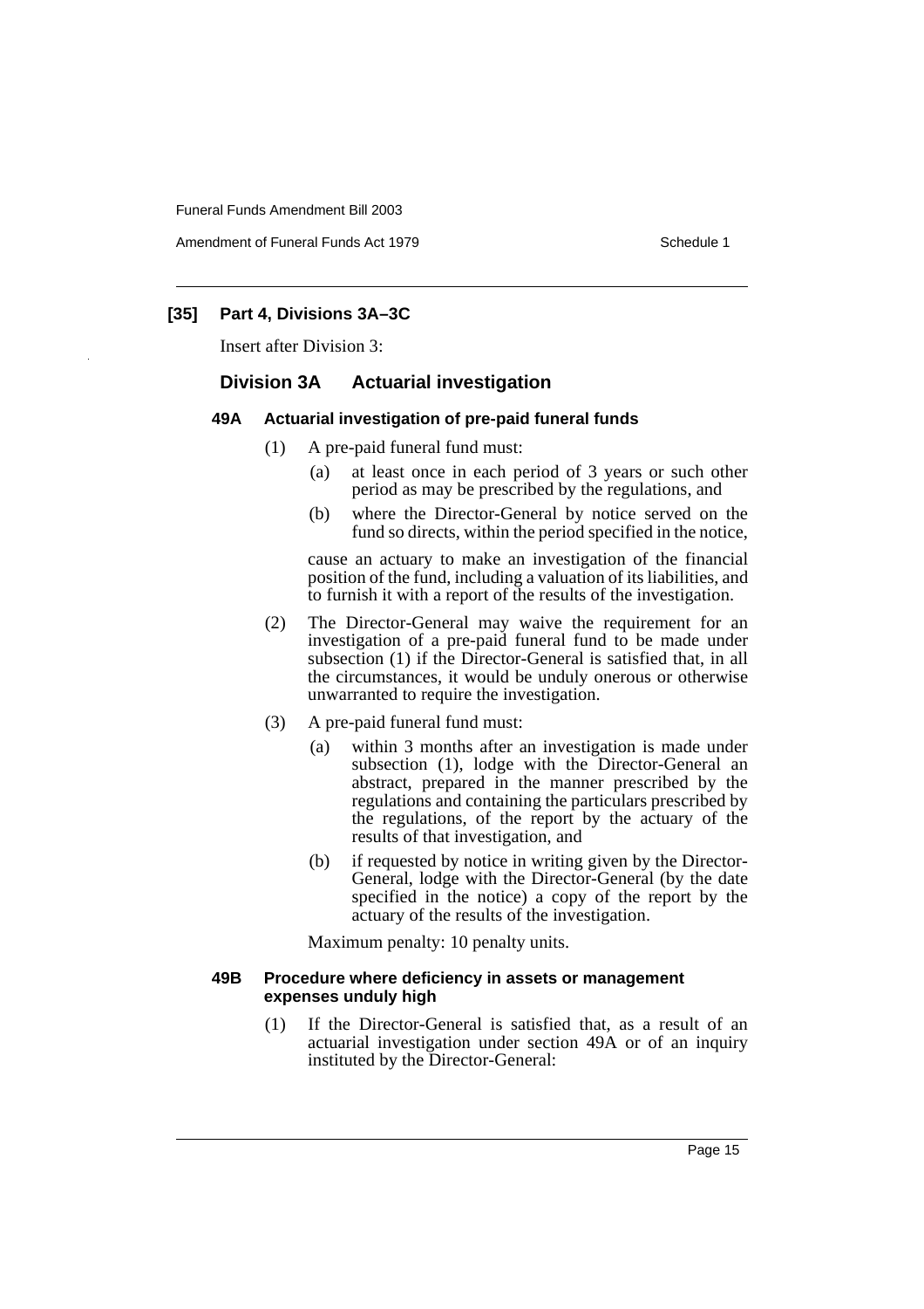### [35] Part 4, Divisions 3A–3C

Insert after Division 3:

## Division 3A Actuarial investigation

#### 49A Actuarial investigation of pre-paid funeral funds

(1) A pre-paid funeral fund must:

- (a) at least once in each period of 3 years or such other period as may be prescribed by the regulations, and
- (b) where the Director-General by notice served on the fund so directs, within the period specified in the notice,

cause an actuary to make an investigation of the financial position of the fund, including a valuation of its liabilities, and to furnish it with a report of the results of the investigation.

(2) The Director-General may waive the requirement for an investigation of a pre-paid funeral fund to be made under subsection (1) if the Director-General is satisfied that, in all the circumstances, it would be unduly onerous or otherwise unwarranted to require the investigation.

(3) A pre-paid funeral fund must:

- (a) within 3 months after an investigation is made under subsection (1), lodge with the Director-General an abstract, prepared in the manner prescribed by the regulations and containing the particulars prescribed by the regulations, of the report by the actuary of the results of that investigation, and
- (b) if requested by notice in writing given by the Director-General, lodge with the Director-General (by the date specified in the notice) a copy of the report by the actuary of the results of the investigation.

Maximum penalty: 10 penalty units.

#### 49B Procedure where deficiency in assets or management expenses unduly high

(1) If the Director-General is satisfied that, as a result of an actuarial investigation under section 49A or of an inquiry instituted by the Director-General: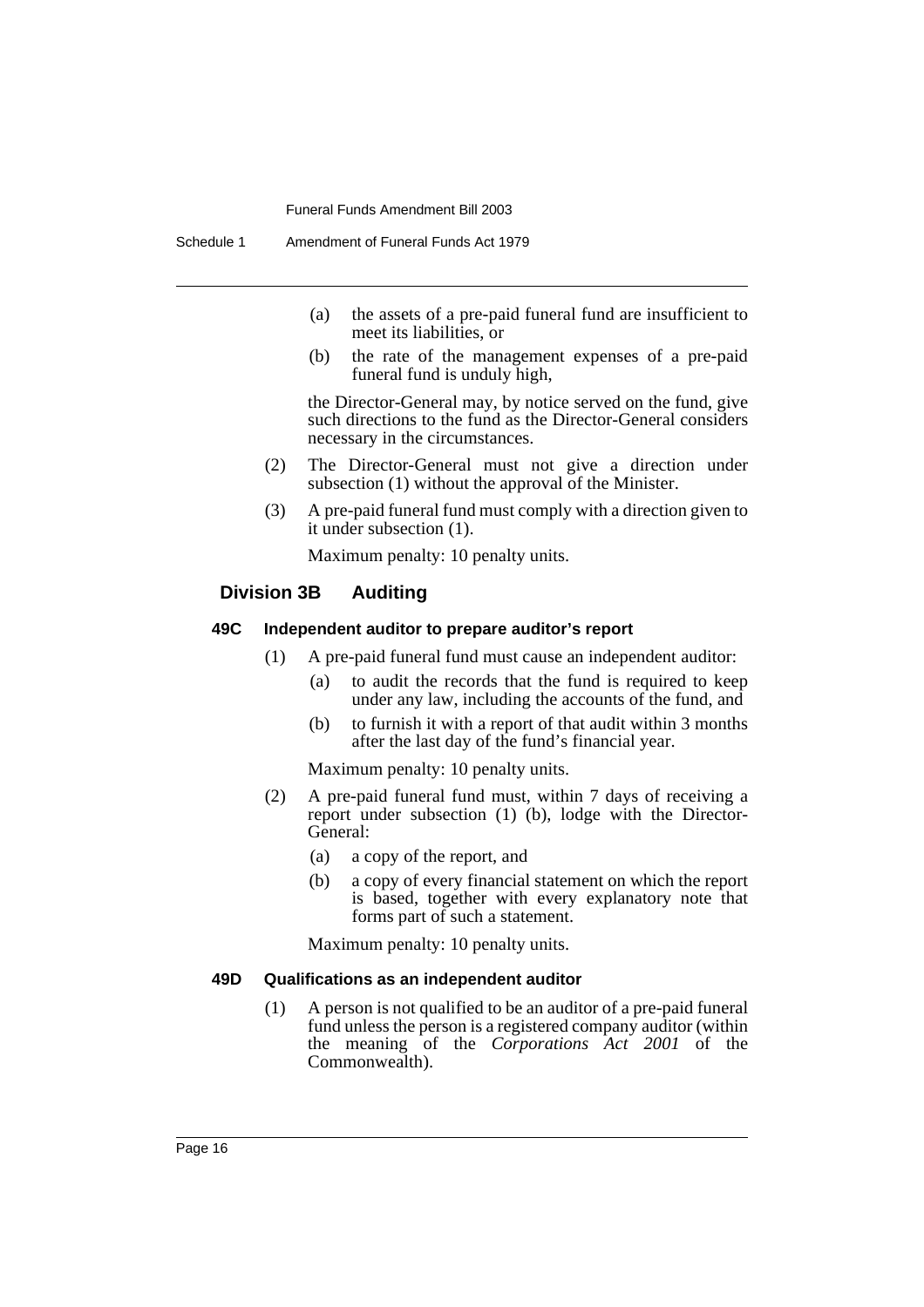(a) the assets of a pre-paid funeral fund are insufficient to meet its liabilities, or

(b) the rate of the management expenses of a pre-paid funeral fund is unduly high,

the Director-General may, by notice served on the fund, give such directions to the fund as the Director-General considers necessary in the circumstances.

(2) The Director-General must not give a direction under subsection (1) without the approval of the Minister.

(3) A pre-paid funeral fund must comply with a direction given to it under subsection (1).

Maximum penalty: 10 penalty units.

## Division 3B Auditing

### 49C Independent auditor to prepare auditor's report

(1) A pre-paid funeral fund must cause an independent auditor:

(a) to audit the records that the fund is required to keep under any law, including the accounts of the fund, and

(b) to furnish it with a report of that audit within 3 months after the last day of the fund's financial year.

Maximum penalty: 10 penalty units.

(2) A pre-paid funeral fund must, within 7 days of receiving a report under subsection (1) (b), lodge with the Director-General:

(a) a copy of the report, and

(b) a copy of every financial statement on which the report is based, together with every explanatory note that forms part of such a statement.

Maximum penalty: 10 penalty units.

### 49D Qualifications as an independent auditor

(1) A person is not qualified to be an auditor of a pre-paid funeral fund unless the person is a registered company auditor (within the meaning of the *Corporations Act 2001* of the Commonwealth).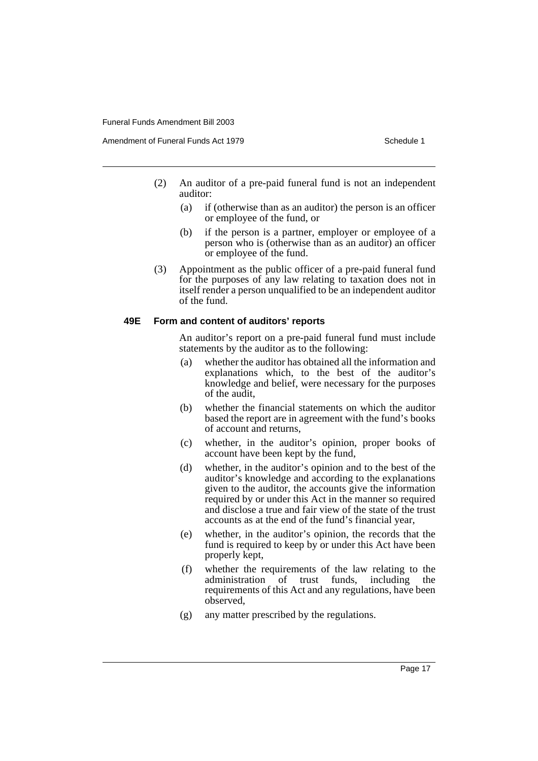(2) An auditor of a pre-paid funeral fund is not an independent auditor:

(a) if (otherwise than as an auditor) the person is an officer or employee of the fund, or

(b) if the person is a partner, employer or employee of a person who is (otherwise than as an auditor) an officer or employee of the fund.

(3) Appointment as the public officer of a pre-paid funeral fund for the purposes of any law relating to taxation does not in itself render a person unqualified to be an independent auditor of the fund.

**49E Form and content of auditors' reports**

An auditor's report on a pre-paid funeral fund must include statements by the auditor as to the following:

(a) whether the auditor has obtained all the information and explanations which, to the best of the auditor's knowledge and belief, were necessary for the purposes of the audit,

(b) whether the financial statements on which the auditor based the report are in agreement with the fund's books of account and returns,

(c) whether, in the auditor's opinion, proper books of account have been kept by the fund,

(d) whether, in the auditor's opinion and to the best of the auditor's knowledge and according to the explanations given to the auditor, the accounts give the information required by or under this Act in the manner so required and disclose a true and fair view of the state of the trust accounts as at the end of the fund's financial year,

(e) whether, in the auditor's opinion, the records that the fund is required to keep by or under this Act have been properly kept,

(f) whether the requirements of the law relating to the administration of trust funds, including the requirements of this Act and any regulations, have been observed,

(g) any matter prescribed by the regulations.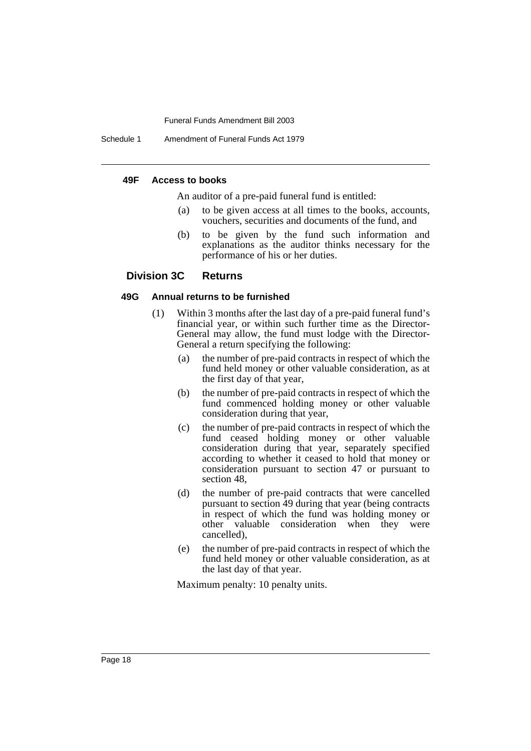#### 49F Access to books

An auditor of a pre-paid funeral fund is entitled:

(a) to be given access at all times to the books, accounts, vouchers, securities and documents of the fund, and

(b) to be given by the fund such information and explanations as the auditor thinks necessary for the performance of his or her duties.

### Division 3C Returns

#### 49G Annual returns to be furnished

(1) Within 3 months after the last day of a pre-paid funeral fund's financial year, or within such further time as the Director-General may allow, the fund must lodge with the Director-General a return specifying the following:

(a) the number of pre-paid contracts in respect of which the fund held money or other valuable consideration, as at the first day of that year,

(b) the number of pre-paid contracts in respect of which the fund commenced holding money or other valuable consideration during that year,

(c) the number of pre-paid contracts in respect of which the fund ceased holding money or other valuable consideration during that year, separately specified according to whether it ceased to hold that money or consideration pursuant to section 47 or pursuant to section 48,

(d) the number of pre-paid contracts that were cancelled pursuant to section 49 during that year (being contracts in respect of which the fund was holding money or other valuable consideration when they were cancelled),

(e) the number of pre-paid contracts in respect of which the fund held money or other valuable consideration, as at the last day of that year.

Maximum penalty: 10 penalty units.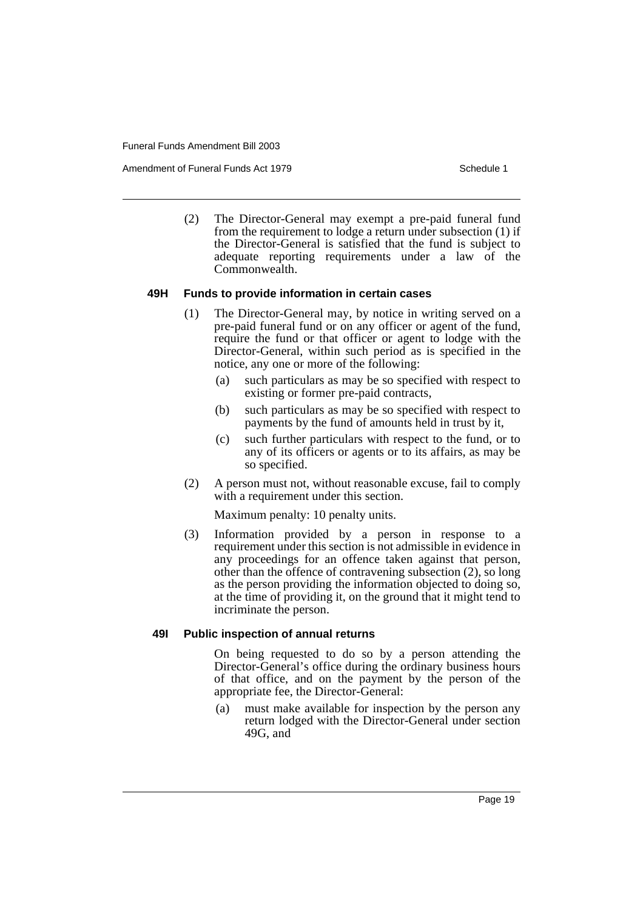(2) The Director-General may exempt a pre-paid funeral fund from the requirement to lodge a return under subsection (1) if the Director-General is satisfied that the fund is subject to adequate reporting requirements under a law of the Commonwealth.

### 49H Funds to provide information in certain cases

(1) The Director-General may, by notice in writing served on a pre-paid funeral fund or on any officer or agent of the fund, require the fund or that officer or agent to lodge with the Director-General, within such period as is specified in the notice, any one or more of the following:

(a) such particulars as may be so specified with respect to existing or former pre-paid contracts,

(b) such particulars as may be so specified with respect to payments by the fund of amounts held in trust by it,

(c) such further particulars with respect to the fund, or to any of its officers or agents or to its affairs, as may be so specified.

(2) A person must not, without reasonable excuse, fail to comply with a requirement under this section.

Maximum penalty: 10 penalty units.

(3) Information provided by a person in response to a requirement under this section is not admissible in evidence in any proceedings for an offence taken against that person, other than the offence of contravening subsection (2), so long as the person providing the information objected to doing so, at the time of providing it, on the ground that it might tend to incriminate the person.

### 49I Public inspection of annual returns

On being requested to do so by a person attending the Director-General's office during the ordinary business hours of that office, and on the payment by the person of the appropriate fee, the Director-General:

(a) must make available for inspection by the person any return lodged with the Director-General under section 49G, and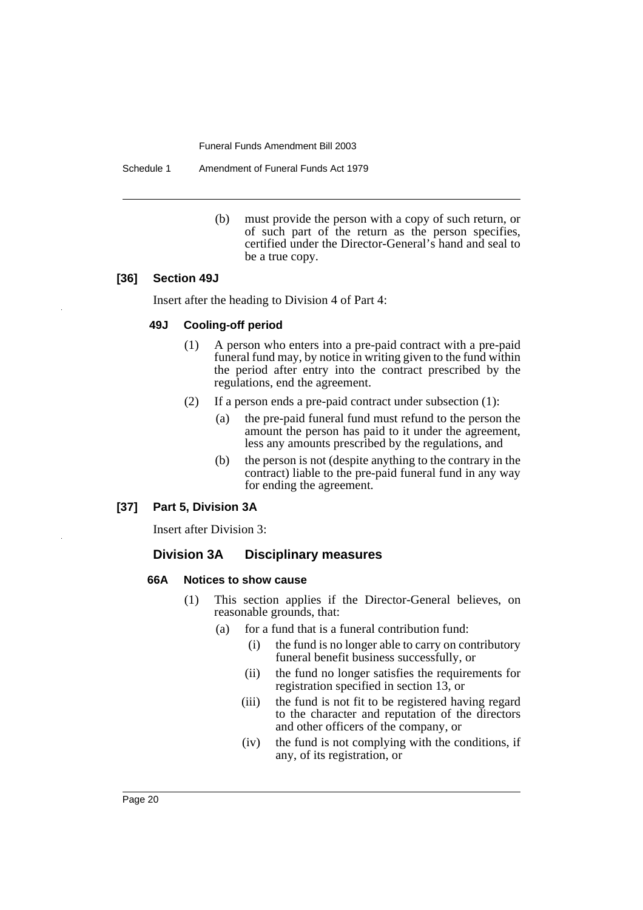(b) must provide the person with a copy of such return, or of such part of the return as the person specifies, certified under the Director-General's hand and seal to be a true copy.

### [36] Section 49J

Insert after the heading to Division 4 of Part 4:

#### 49J Cooling-off period

(1) A person who enters into a pre-paid contract with a pre-paid funeral fund may, by notice in writing given to the fund within the period after entry into the contract prescribed by the regulations, end the agreement.

(2) If a person ends a pre-paid contract under subsection (1):

(a) the pre-paid funeral fund must refund to the person the amount the person has paid to it under the agreement, less any amounts prescribed by the regulations, and

(b) the person is not (despite anything to the contrary in the contract) liable to the pre-paid funeral fund in any way for ending the agreement.

### [37] Part 5, Division 3A

Insert after Division 3:

## Division 3A Disciplinary measures

#### 66A Notices to show cause

(1) This section applies if the Director-General believes, on reasonable grounds, that:

(a) for a fund that is a funeral contribution fund:

(i) the fund is no longer able to carry on contributory funeral benefit business successfully, or

(ii) the fund no longer satisfies the requirements for registration specified in section 13, or

(iii) the fund is not fit to be registered having regard to the character and reputation of the directors and other officers of the company, or

(iv) the fund is not complying with the conditions, if any, of its registration, or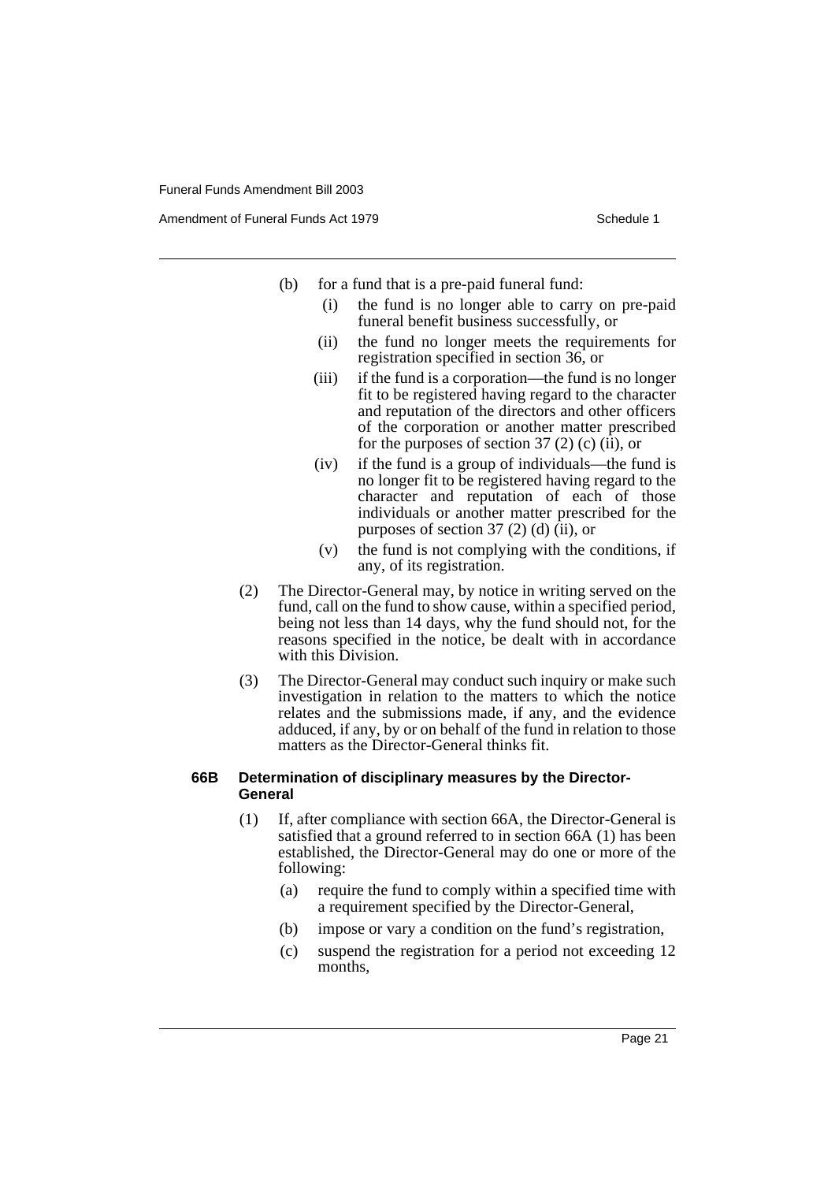(b) for a fund that is a pre-paid funeral fund:

   (i) the fund is no longer able to carry on pre-paid funeral benefit business successfully, or

   (ii) the fund no longer meets the requirements for registration specified in section 36, or

   (iii) if the fund is a corporation—the fund is no longer fit to be registered having regard to the character and reputation of the directors and other officers of the corporation or another matter prescribed for the purposes of section 37 (2) (c) (ii), or

   (iv) if the fund is a group of individuals—the fund is no longer fit to be registered having regard to the character and reputation of each of those individuals or another matter prescribed for the purposes of section 37 (2) (d) (ii), or

   (v) the fund is not complying with the conditions, if any, of its registration.

(2) The Director-General may, by notice in writing served on the fund, call on the fund to show cause, within a specified period, being not less than 14 days, why the fund should not, for the reasons specified in the notice, be dealt with in accordance with this Division.

(3) The Director-General may conduct such inquiry or make such investigation in relation to the matters to which the notice relates and the submissions made, if any, and the evidence adduced, if any, by or on behalf of the fund in relation to those matters as the Director-General thinks fit.

#### 66B Determination of disciplinary measures by the Director-General

(1) If, after compliance with section 66A, the Director-General is satisfied that a ground referred to in section 66A (1) has been established, the Director-General may do one or more of the following:

   (a) require the fund to comply within a specified time with a requirement specified by the Director-General,

   (b) impose or vary a condition on the fund's registration,

   (c) suspend the registration for a period not exceeding 12 months,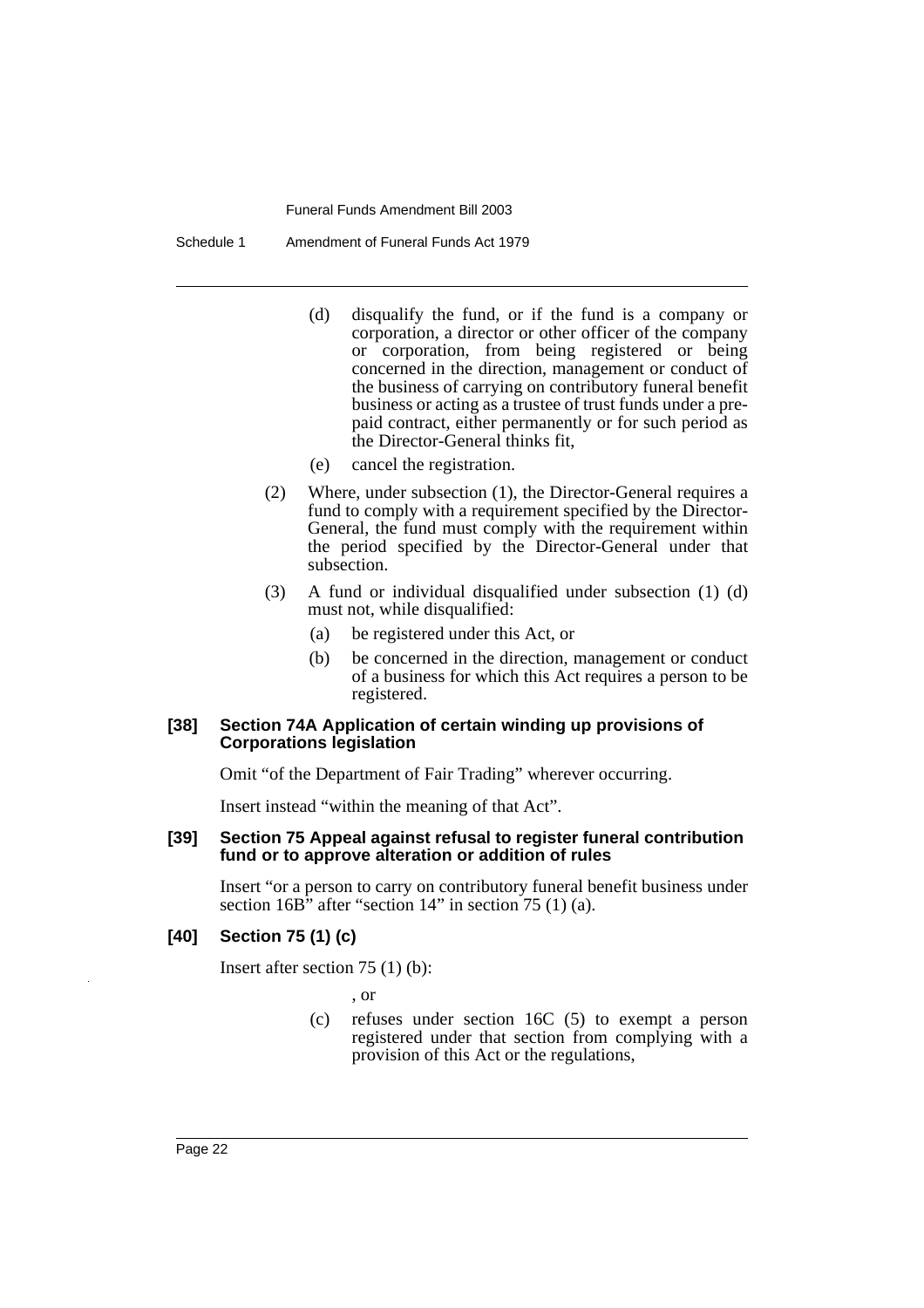(d) disqualify the fund, or if the fund is a company or corporation, a director or other officer of the company or corporation, from being registered or being concerned in the direction, management or conduct of the business of carrying on contributory funeral benefit business or acting as a trustee of trust funds under a pre-paid contract, either permanently or for such period as the Director-General thinks fit,

(e) cancel the registration.

(2) Where, under subsection (1), the Director-General requires a fund to comply with a requirement specified by the Director-General, the fund must comply with the requirement within the period specified by the Director-General under that subsection.

(3) A fund or individual disqualified under subsection (1) (d) must not, while disqualified:

(a) be registered under this Act, or

(b) be concerned in the direction, management or conduct of a business for which this Act requires a person to be registered.

#### [38] Section 74A Application of certain winding up provisions of Corporations legislation

Omit "of the Department of Fair Trading" wherever occurring.

Insert instead "within the meaning of that Act".

#### [39] Section 75 Appeal against refusal to register funeral contribution fund or to approve alteration or addition of rules

Insert "or a person to carry on contributory funeral benefit business under section 16B" after "section 14" in section 75 (1) (a).

#### [40] Section 75 (1) (c)

Insert after section 75 (1) (b):

, or

(c) refuses under section 16C (5) to exempt a person registered under that section from complying with a provision of this Act or the regulations,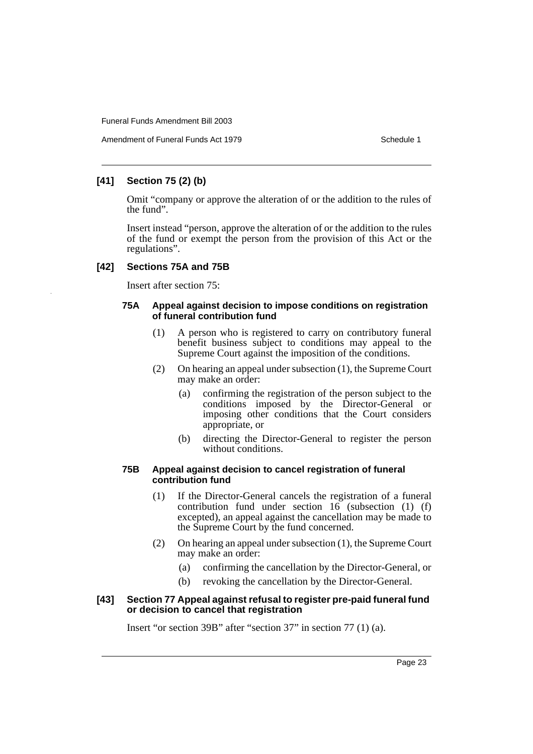### [41] Section 75 (2) (b)

Omit "company or approve the alteration of or the addition to the rules of the fund".

Insert instead "person, approve the alteration of or the addition to the rules of the fund or exempt the person from the provision of this Act or the regulations".

### [42] Sections 75A and 75B

Insert after section 75:

#### 75A Appeal against decision to impose conditions on registration of funeral contribution fund

(1) A person who is registered to carry on contributory funeral benefit business subject to conditions may appeal to the Supreme Court against the imposition of the conditions.

(2) On hearing an appeal under subsection (1), the Supreme Court may make an order:

- (a) confirming the registration of the person subject to the conditions imposed by the Director-General or imposing other conditions that the Court considers appropriate, or
- (b) directing the Director-General to register the person without conditions.

#### 75B Appeal against decision to cancel registration of funeral contribution fund

(1) If the Director-General cancels the registration of a funeral contribution fund under section 16 (subsection (1) (f) excepted), an appeal against the cancellation may be made to the Supreme Court by the fund concerned.

(2) On hearing an appeal under subsection (1), the Supreme Court may make an order:

- (a) confirming the cancellation by the Director-General, or
- (b) revoking the cancellation by the Director-General.

### [43] Section 77 Appeal against refusal to register pre-paid funeral fund or decision to cancel that registration

Insert "or section 39B" after "section 37" in section 77 (1) (a).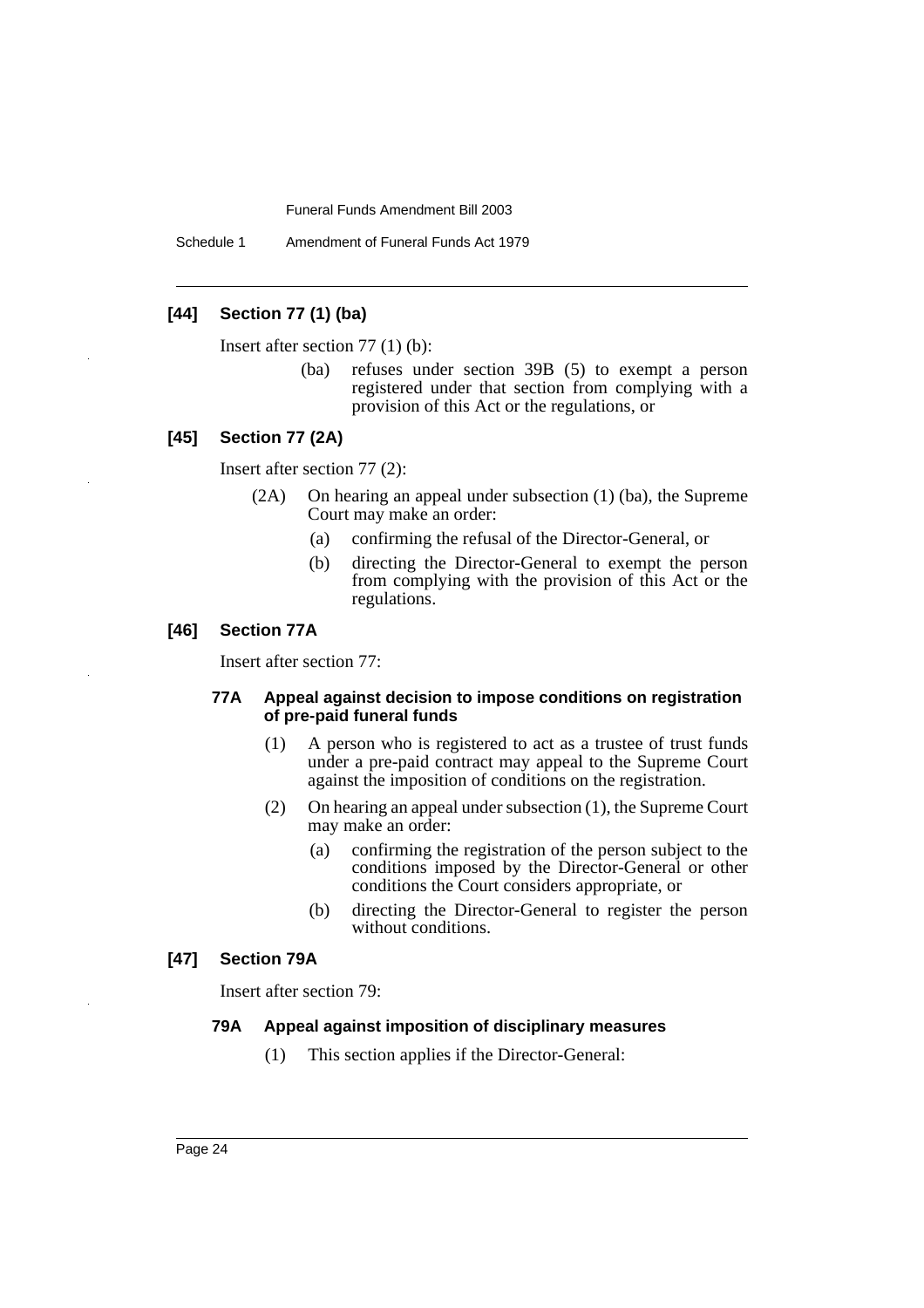### [44] Section 77 (1) (ba)

Insert after section 77 (1) (b):

> (ba) refuses under section 39B (5) to exempt a person registered under that section from complying with a provision of this Act or the regulations, or

### [45] Section 77 (2A)

Insert after section 77 (2):

> (2A) On hearing an appeal under subsection (1) (ba), the Supreme Court may make an order:
>
> (a) confirming the refusal of the Director-General, or
>
> (b) directing the Director-General to exempt the person from complying with the provision of this Act or the regulations.

### [46] Section 77A

Insert after section 77:

> **77A Appeal against decision to impose conditions on registration of pre-paid funeral funds**
>
> (1) A person who is registered to act as a trustee of trust funds under a pre-paid contract may appeal to the Supreme Court against the imposition of conditions on the registration.
>
> (2) On hearing an appeal under subsection (1), the Supreme Court may make an order:
>
> (a) confirming the registration of the person subject to the conditions imposed by the Director-General or other conditions the Court considers appropriate, or
>
> (b) directing the Director-General to register the person without conditions.

### [47] Section 79A

Insert after section 79:

> **79A Appeal against imposition of disciplinary measures**
>
> (1) This section applies if the Director-General: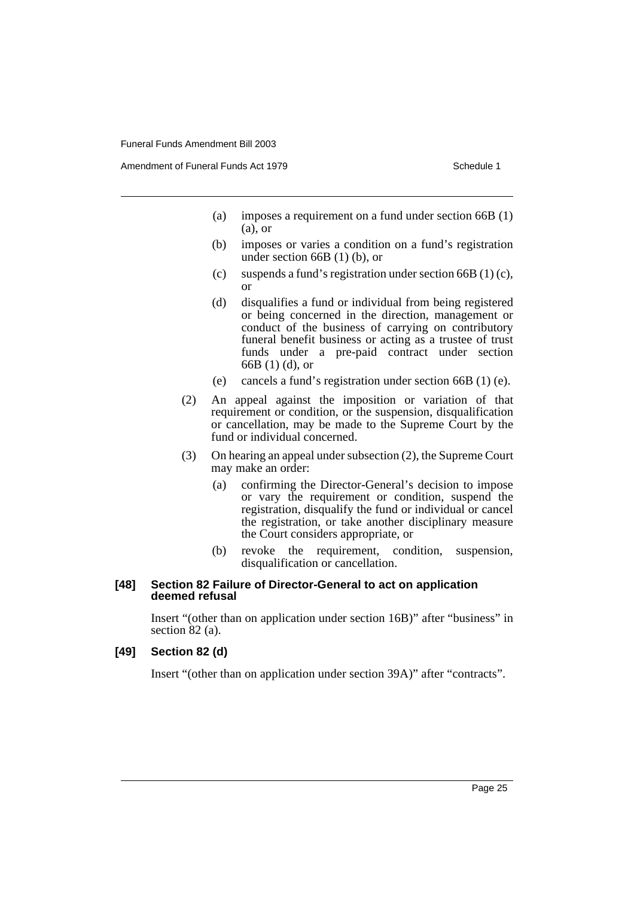(a) imposes a requirement on a fund under section 66B (1) (a), or

(b) imposes or varies a condition on a fund's registration under section 66B (1) (b), or

(c) suspends a fund's registration under section 66B (1) (c), or

(d) disqualifies a fund or individual from being registered or being concerned in the direction, management or conduct of the business of carrying on contributory funeral benefit business or acting as a trustee of trust funds under a pre-paid contract under section 66B (1) (d), or

(e) cancels a fund's registration under section 66B (1) (e).

(2) An appeal against the imposition or variation of that requirement or condition, or the suspension, disqualification or cancellation, may be made to the Supreme Court by the fund or individual concerned.

(3) On hearing an appeal under subsection (2), the Supreme Court may make an order:

(a) confirming the Director-General's decision to impose or vary the requirement or condition, suspend the registration, disqualify the fund or individual or cancel the registration, or take another disciplinary measure the Court considers appropriate, or

(b) revoke the requirement, condition, suspension, disqualification or cancellation.

**[48] Section 82 Failure of Director-General to act on application deemed refusal**

Insert "(other than on application under section 16B)" after "business" in section 82 (a).

**[49] Section 82 (d)**

Insert "(other than on application under section 39A)" after "contracts".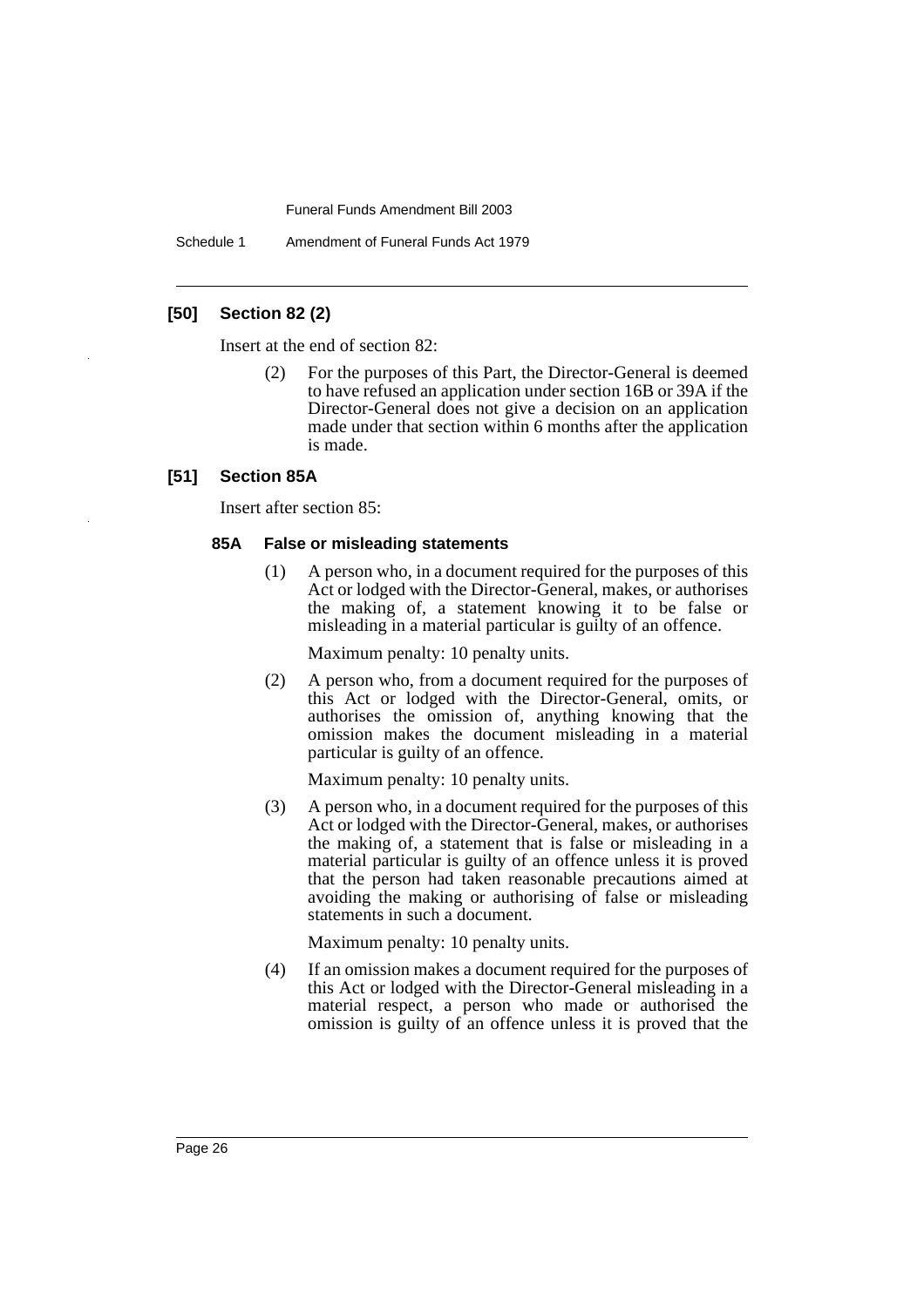### [50] Section 82 (2)

Insert at the end of section 82:

(2) For the purposes of this Part, the Director-General is deemed to have refused an application under section 16B or 39A if the Director-General does not give a decision on an application made under that section within 6 months after the application is made.

### [51] Section 85A

Insert after section 85:

#### 85A False or misleading statements

(1) A person who, in a document required for the purposes of this Act or lodged with the Director-General, makes, or authorises the making of, a statement knowing it to be false or misleading in a material particular is guilty of an offence.

Maximum penalty: 10 penalty units.

(2) A person who, from a document required for the purposes of this Act or lodged with the Director-General, omits, or authorises the omission of, anything knowing that the omission makes the document misleading in a material particular is guilty of an offence.

Maximum penalty: 10 penalty units.

(3) A person who, in a document required for the purposes of this Act or lodged with the Director-General, makes, or authorises the making of, a statement that is false or misleading in a material particular is guilty of an offence unless it is proved that the person had taken reasonable precautions aimed at avoiding the making or authorising of false or misleading statements in such a document.

Maximum penalty: 10 penalty units.

(4) If an omission makes a document required for the purposes of this Act or lodged with the Director-General misleading in a material respect, a person who made or authorised the omission is guilty of an offence unless it is proved that the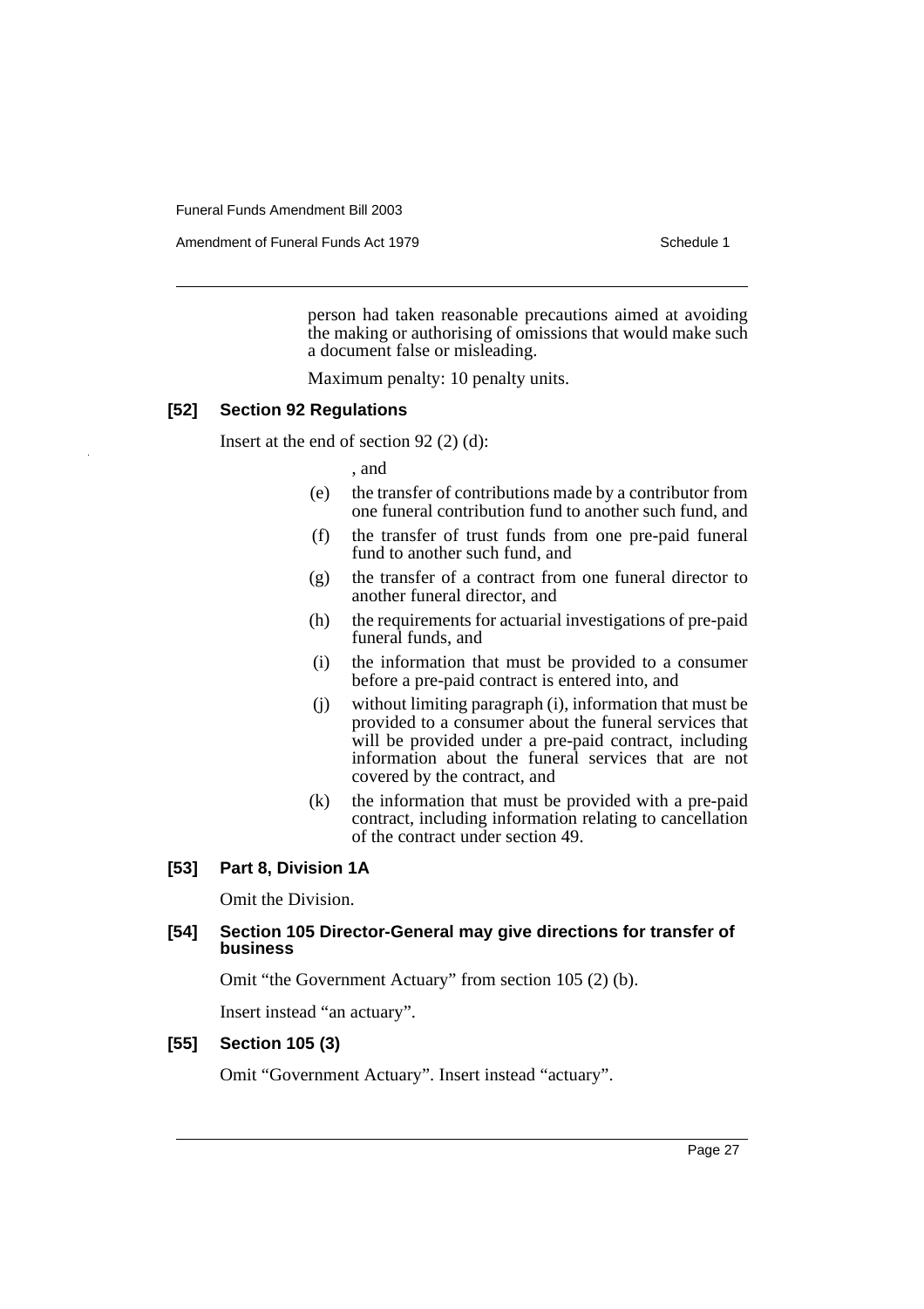person had taken reasonable precautions aimed at avoiding the making or authorising of omissions that would make such a document false or misleading.

Maximum penalty: 10 penalty units.

### [52] Section 92 Regulations

Insert at the end of section 92 (2) (d):

, and

(e) the transfer of contributions made by a contributor from one funeral contribution fund to another such fund, and

(f) the transfer of trust funds from one pre-paid funeral fund to another such fund, and

(g) the transfer of a contract from one funeral director to another funeral director, and

(h) the requirements for actuarial investigations of pre-paid funeral funds, and

(i) the information that must be provided to a consumer before a pre-paid contract is entered into, and

(j) without limiting paragraph (i), information that must be provided to a consumer about the funeral services that will be provided under a pre-paid contract, including information about the funeral services that are not covered by the contract, and

(k) the information that must be provided with a pre-paid contract, including information relating to cancellation of the contract under section 49.

### [53] Part 8, Division 1A

Omit the Division.

### [54] Section 105 Director-General may give directions for transfer of business

Omit "the Government Actuary" from section 105 (2) (b).

Insert instead "an actuary".

### [55] Section 105 (3)

Omit "Government Actuary". Insert instead "actuary".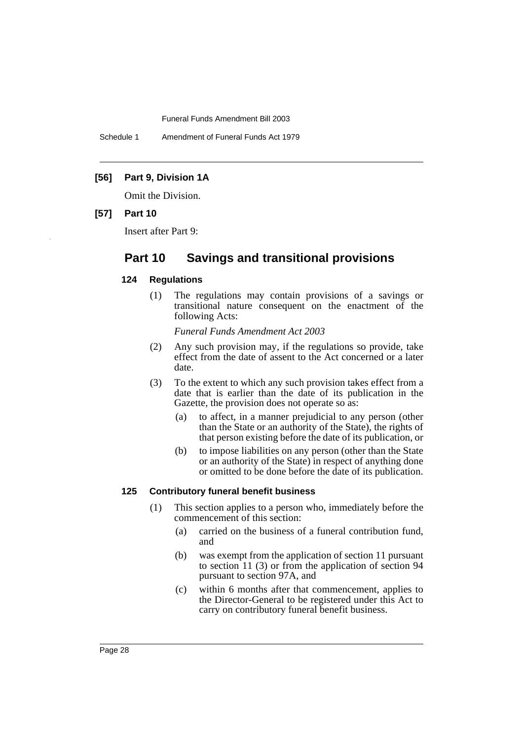**[56] Part 9, Division 1A**

Omit the Division.

**[57] Part 10**

Insert after Part 9:

## Part 10 Savings and transitional provisions

#### 124 Regulations

(1) The regulations may contain provisions of a savings or transitional nature consequent on the enactment of the following Acts:

*Funeral Funds Amendment Act 2003*

(2) Any such provision may, if the regulations so provide, take effect from the date of assent to the Act concerned or a later date.

(3) To the extent to which any such provision takes effect from a date that is earlier than the date of its publication in the Gazette, the provision does not operate so as:

(a) to affect, in a manner prejudicial to any person (other than the State or an authority of the State), the rights of that person existing before the date of its publication, or

(b) to impose liabilities on any person (other than the State or an authority of the State) in respect of anything done or omitted to be done before the date of its publication.

#### 125 Contributory funeral benefit business

(1) This section applies to a person who, immediately before the commencement of this section:

(a) carried on the business of a funeral contribution fund, and

(b) was exempt from the application of section 11 pursuant to section 11 (3) or from the application of section 94 pursuant to section 97A, and

(c) within 6 months after that commencement, applies to the Director-General to be registered under this Act to carry on contributory funeral benefit business.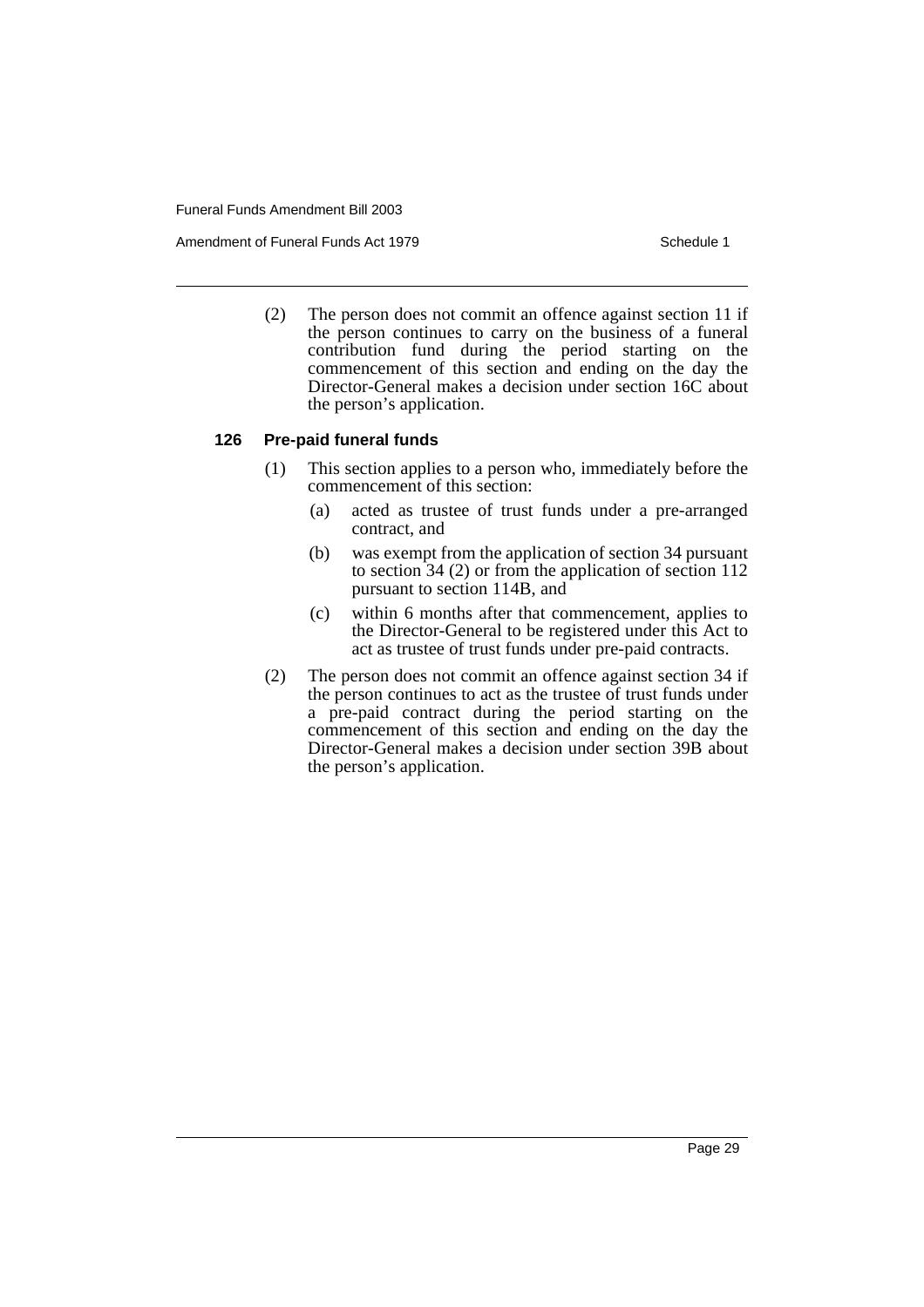(2) The person does not commit an offence against section 11 if the person continues to carry on the business of a funeral contribution fund during the period starting on the commencement of this section and ending on the day the Director-General makes a decision under section 16C about the person's application.

### 126 Pre-paid funeral funds

(1) This section applies to a person who, immediately before the commencement of this section:

(a) acted as trustee of trust funds under a pre-arranged contract, and

(b) was exempt from the application of section 34 pursuant to section 34 (2) or from the application of section 112 pursuant to section 114B, and

(c) within 6 months after that commencement, applies to the Director-General to be registered under this Act to act as trustee of trust funds under pre-paid contracts.

(2) The person does not commit an offence against section 34 if the person continues to act as the trustee of trust funds under a pre-paid contract during the period starting on the commencement of this section and ending on the day the Director-General makes a decision under section 39B about the person's application.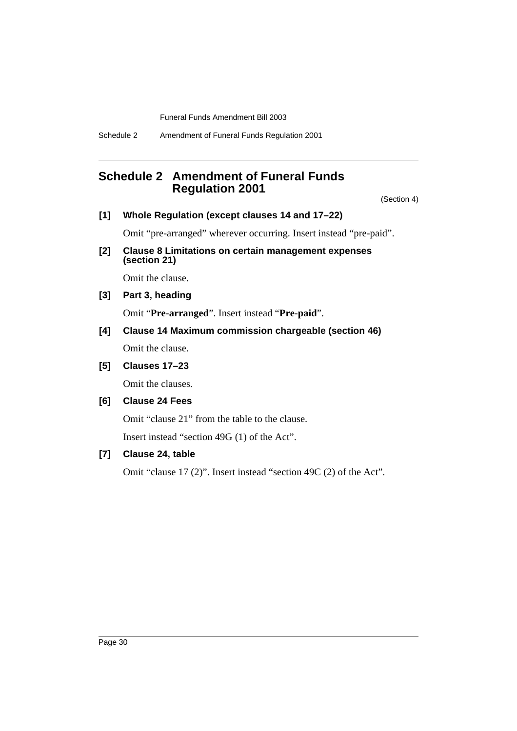## Schedule 2 Amendment of Funeral Funds Regulation 2001

(Section 4)

**[1] Whole Regulation (except clauses 14 and 17–22)**

Omit "pre-arranged" wherever occurring. Insert instead "pre-paid".

**[2] Clause 8 Limitations on certain management expenses (section 21)**

Omit the clause.

**[3] Part 3, heading**

Omit "**Pre-arranged**". Insert instead "**Pre-paid**".

**[4] Clause 14 Maximum commission chargeable (section 46)**

Omit the clause.

**[5] Clauses 17–23**

Omit the clauses.

**[6] Clause 24 Fees**

Omit "clause 21" from the table to the clause.

Insert instead "section 49G (1) of the Act".

**[7] Clause 24, table**

Omit "clause 17 (2)". Insert instead "section 49C (2) of the Act".